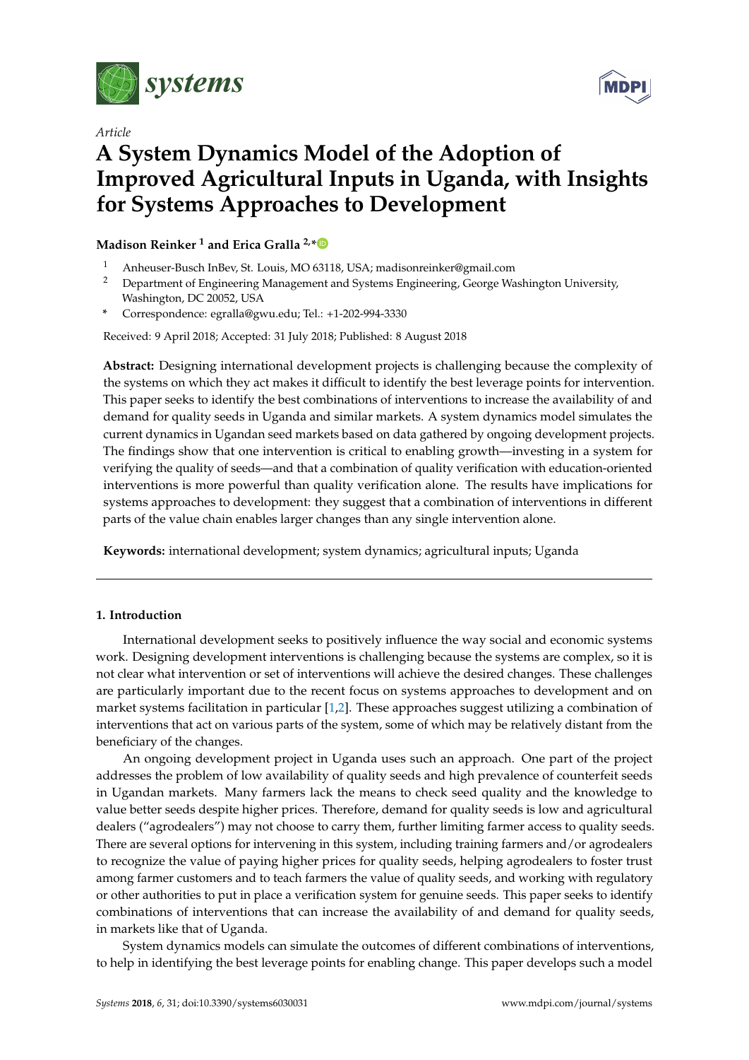*Article*

# A System Dynamics Model of the Adoption of Improved Agricultural Inputs in Uganda, with Insights for Systems Approaches to Development

**Madison Reinker [1] and Erica Gralla [2,*]**

[1] Anheuser-Busch InBev, St. Louis, MO 63118, USA; madisonreinker@gmail.com

[2] Department of Engineering Management and Systems Engineering, George Washington University, Washington, DC 20052, USA

\* Correspondence: egralla@gwu.edu; Tel.: +1-202-994-3330

Received: 9 April 2018; Accepted: 31 July 2018; Published: 8 August 2018

**Abstract:** Designing international development projects is challenging because the complexity of the systems on which they act makes it difficult to identify the best leverage points for intervention. This paper seeks to identify the best combinations of interventions to increase the availability of and demand for quality seeds in Uganda and similar markets. A system dynamics model simulates the current dynamics in Ugandan seed markets based on data gathered by ongoing development projects. The findings show that one intervention is critical to enabling growth—investing in a system for verifying the quality of seeds—and that a combination of quality verification with education-oriented interventions is more powerful than quality verification alone. The results have implications for systems approaches to development: they suggest that a combination of interventions in different parts of the value chain enables larger changes than any single intervention alone.

**Keywords:** international development; system dynamics; agricultural inputs; Uganda

## 1. Introduction

International development seeks to positively influence the way social and economic systems work. Designing development interventions is challenging because the systems are complex, so it is not clear what intervention or set of interventions will achieve the desired changes. These challenges are particularly important due to the recent focus on systems approaches to development and on market systems facilitation in particular [1,2]. These approaches suggest utilizing a combination of interventions that act on various parts of the system, some of which may be relatively distant from the beneficiary of the changes.

An ongoing development project in Uganda uses such an approach. One part of the project addresses the problem of low availability of quality seeds and high prevalence of counterfeit seeds in Ugandan markets. Many farmers lack the means to check seed quality and the knowledge to value better seeds despite higher prices. Therefore, demand for quality seeds is low and agricultural dealers ("agrodealers") may not choose to carry them, further limiting farmer access to quality seeds. There are several options for intervening in this system, including training farmers and/or agrodealers to recognize the value of paying higher prices for quality seeds, helping agrodealers to foster trust among farmer customers and to teach farmers the value of quality seeds, and working with regulatory or other authorities to put in place a verification system for genuine seeds. This paper seeks to identify combinations of interventions that can increase the availability of and demand for quality seeds, in markets like that of Uganda.

System dynamics models can simulate the outcomes of different combinations of interventions, to help in identifying the best leverage points for enabling change. This paper develops such a model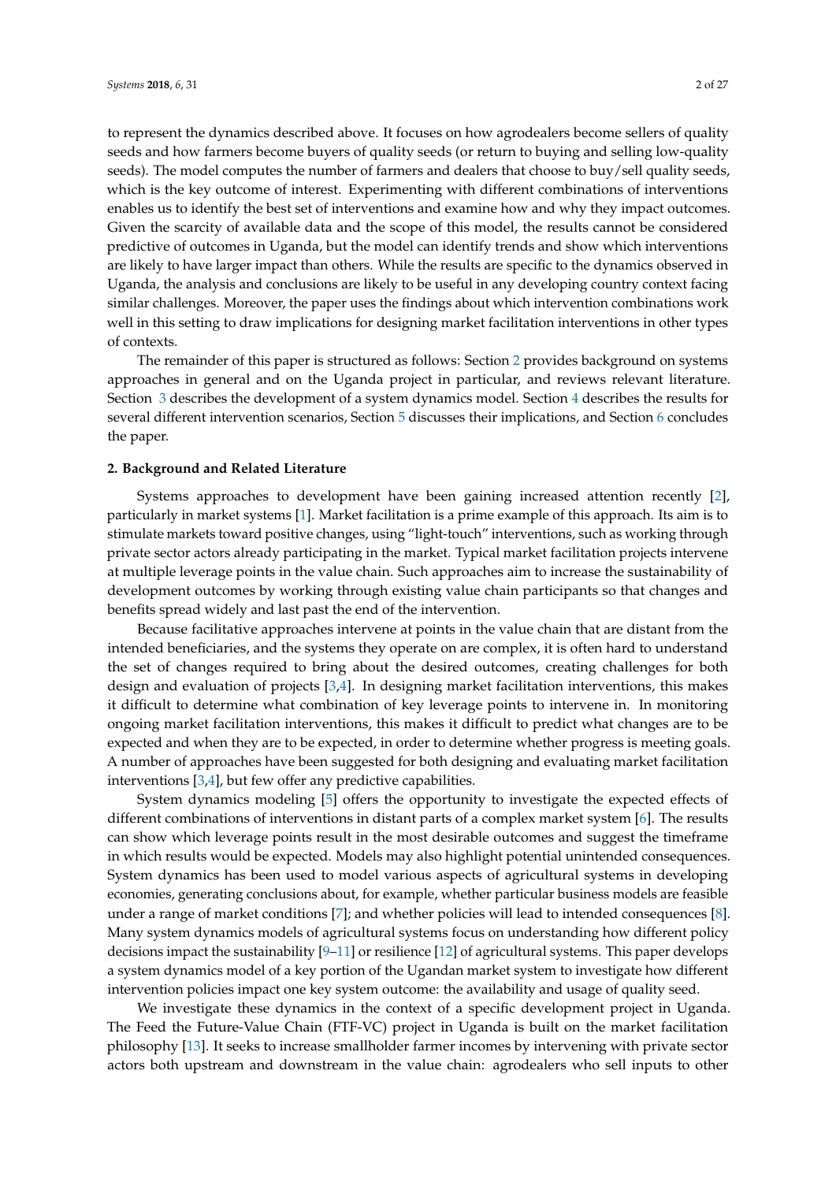to represent the dynamics described above. It focuses on how agrodealers become sellers of quality seeds and how farmers become buyers of quality seeds (or return to buying and selling low-quality seeds). The model computes the number of farmers and dealers that choose to buy/sell quality seeds, which is the key outcome of interest. Experimenting with different combinations of interventions enables us to identify the best set of interventions and examine how and why they impact outcomes. Given the scarcity of available data and the scope of this model, the results cannot be considered predictive of outcomes in Uganda, but the model can identify trends and show which interventions are likely to have larger impact than others. While the results are specific to the dynamics observed in Uganda, the analysis and conclusions are likely to be useful in any developing country context facing similar challenges. Moreover, the paper uses the findings about which intervention combinations work well in this setting to draw implications for designing market facilitation interventions in other types of contexts.

The remainder of this paper is structured as follows: Section 2 provides background on systems approaches in general and on the Uganda project in particular, and reviews relevant literature. Section 3 describes the development of a system dynamics model. Section 4 describes the results for several different intervention scenarios, Section 5 discusses their implications, and Section 6 concludes the paper.

## 2. Background and Related Literature

Systems approaches to development have been gaining increased attention recently [2], particularly in market systems [1]. Market facilitation is a prime example of this approach. Its aim is to stimulate markets toward positive changes, using "light-touch" interventions, such as working through private sector actors already participating in the market. Typical market facilitation projects intervene at multiple leverage points in the value chain. Such approaches aim to increase the sustainability of development outcomes by working through existing value chain participants so that changes and benefits spread widely and last past the end of the intervention.

Because facilitative approaches intervene at points in the value chain that are distant from the intended beneficiaries, and the systems they operate on are complex, it is often hard to understand the set of changes required to bring about the desired outcomes, creating challenges for both design and evaluation of projects [3,4]. In designing market facilitation interventions, this makes it difficult to determine what combination of key leverage points to intervene in. In monitoring ongoing market facilitation interventions, this makes it difficult to predict what changes are to be expected and when they are to be expected, in order to determine whether progress is meeting goals. A number of approaches have been suggested for both designing and evaluating market facilitation interventions [3,4], but few offer any predictive capabilities.

System dynamics modeling [5] offers the opportunity to investigate the expected effects of different combinations of interventions in distant parts of a complex market system [6]. The results can show which leverage points result in the most desirable outcomes and suggest the timeframe in which results would be expected. Models may also highlight potential unintended consequences. System dynamics has been used to model various aspects of agricultural systems in developing economies, generating conclusions about, for example, whether particular business models are feasible under a range of market conditions [7]; and whether policies will lead to intended consequences [8]. Many system dynamics models of agricultural systems focus on understanding how different policy decisions impact the sustainability [9–11] or resilience [12] of agricultural systems. This paper develops a system dynamics model of a key portion of the Ugandan market system to investigate how different intervention policies impact one key system outcome: the availability and usage of quality seed.

We investigate these dynamics in the context of a specific development project in Uganda. The Feed the Future-Value Chain (FTF-VC) project in Uganda is built on the market facilitation philosophy [13]. It seeks to increase smallholder farmer incomes by intervening with private sector actors both upstream and downstream in the value chain: agrodealers who sell inputs to other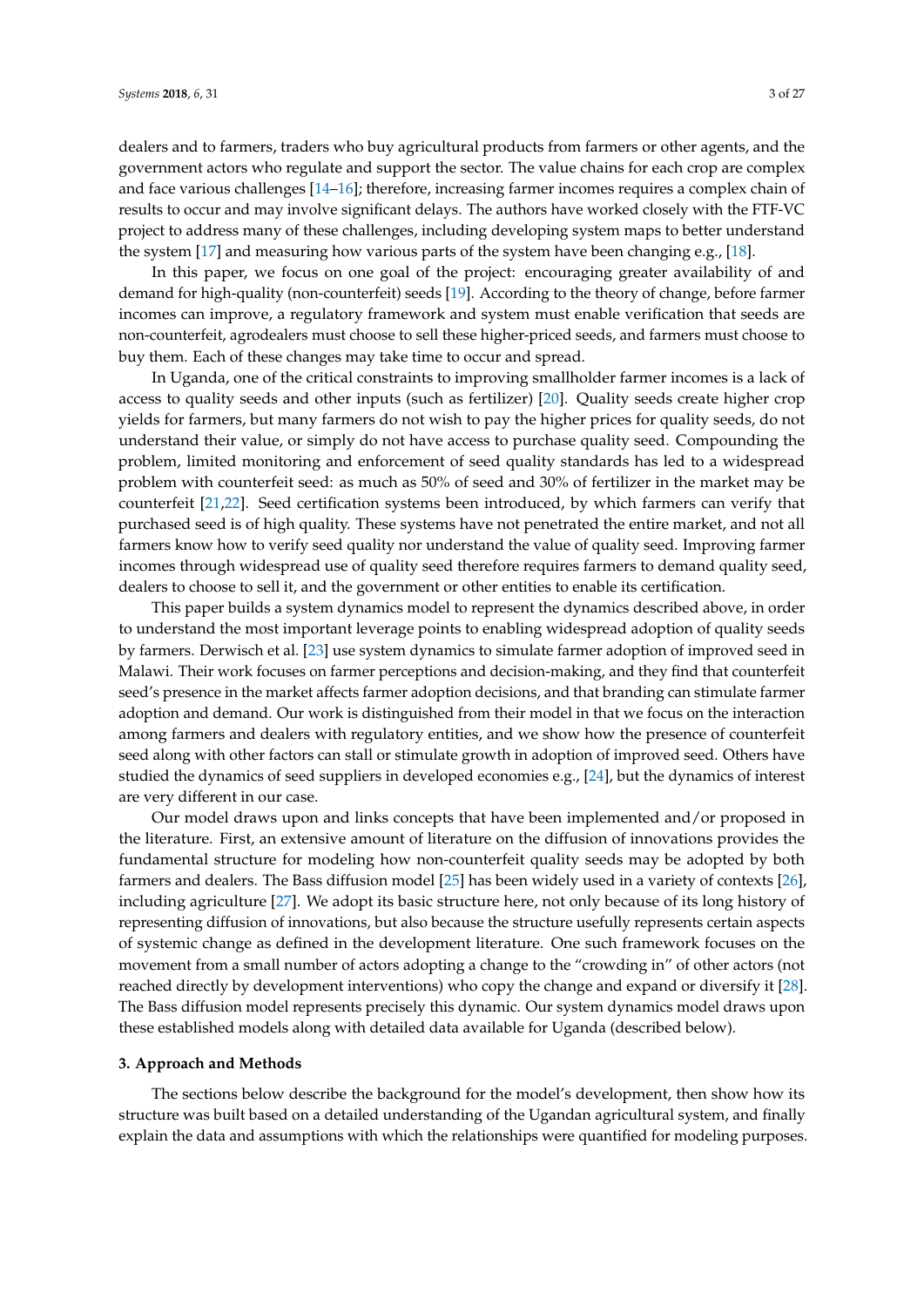dealers and to farmers, traders who buy agricultural products from farmers or other agents, and the government actors who regulate and support the sector. The value chains for each crop are complex and face various challenges [14–16]; therefore, increasing farmer incomes requires a complex chain of results to occur and may involve significant delays. The authors have worked closely with the FTF-VC project to address many of these challenges, including developing system maps to better understand the system [17] and measuring how various parts of the system have been changing e.g., [18].

In this paper, we focus on one goal of the project: encouraging greater availability of and demand for high-quality (non-counterfeit) seeds [19]. According to the theory of change, before farmer incomes can improve, a regulatory framework and system must enable verification that seeds are non-counterfeit, agrodealers must choose to sell these higher-priced seeds, and farmers must choose to buy them. Each of these changes may take time to occur and spread.

In Uganda, one of the critical constraints to improving smallholder farmer incomes is a lack of access to quality seeds and other inputs (such as fertilizer) [20]. Quality seeds create higher crop yields for farmers, but many farmers do not wish to pay the higher prices for quality seeds, do not understand their value, or simply do not have access to purchase quality seed. Compounding the problem, limited monitoring and enforcement of seed quality standards has led to a widespread problem with counterfeit seed: as much as 50% of seed and 30% of fertilizer in the market may be counterfeit [21,22]. Seed certification systems been introduced, by which farmers can verify that purchased seed is of high quality. These systems have not penetrated the entire market, and not all farmers know how to verify seed quality nor understand the value of quality seed. Improving farmer incomes through widespread use of quality seed therefore requires farmers to demand quality seed, dealers to choose to sell it, and the government or other entities to enable its certification.

This paper builds a system dynamics model to represent the dynamics described above, in order to understand the most important leverage points to enabling widespread adoption of quality seeds by farmers. Derwisch et al. [23] use system dynamics to simulate farmer adoption of improved seed in Malawi. Their work focuses on farmer perceptions and decision-making, and they find that counterfeit seed's presence in the market affects farmer adoption decisions, and that branding can stimulate farmer adoption and demand. Our work is distinguished from their model in that we focus on the interaction among farmers and dealers with regulatory entities, and we show how the presence of counterfeit seed along with other factors can stall or stimulate growth in adoption of improved seed. Others have studied the dynamics of seed suppliers in developed economies e.g., [24], but the dynamics of interest are very different in our case.

Our model draws upon and links concepts that have been implemented and/or proposed in the literature. First, an extensive amount of literature on the diffusion of innovations provides the fundamental structure for modeling how non-counterfeit quality seeds may be adopted by both farmers and dealers. The Bass diffusion model [25] has been widely used in a variety of contexts [26], including agriculture [27]. We adopt its basic structure here, not only because of its long history of representing diffusion of innovations, but also because the structure usefully represents certain aspects of systemic change as defined in the development literature. One such framework focuses on the movement from a small number of actors adopting a change to the "crowding in" of other actors (not reached directly by development interventions) who copy the change and expand or diversify it [28]. The Bass diffusion model represents precisely this dynamic. Our system dynamics model draws upon these established models along with detailed data available for Uganda (described below).

## 3. Approach and Methods

The sections below describe the background for the model's development, then show how its structure was built based on a detailed understanding of the Ugandan agricultural system, and finally explain the data and assumptions with which the relationships were quantified for modeling purposes.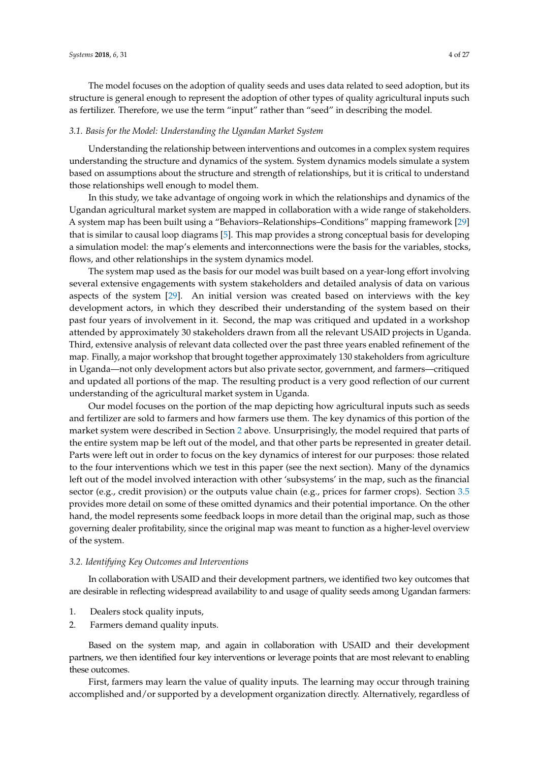The model focuses on the adoption of quality seeds and uses data related to seed adoption, but its structure is general enough to represent the adoption of other types of quality agricultural inputs such as fertilizer. Therefore, we use the term "input" rather than "seed" in describing the model.

### *3.1. Basis for the Model: Understanding the Ugandan Market System*

Understanding the relationship between interventions and outcomes in a complex system requires understanding the structure and dynamics of the system. System dynamics models simulate a system based on assumptions about the structure and strength of relationships, but it is critical to understand those relationships well enough to model them.

In this study, we take advantage of ongoing work in which the relationships and dynamics of the Ugandan agricultural market system are mapped in collaboration with a wide range of stakeholders. A system map has been built using a "Behaviors–Relationships–Conditions" mapping framework [29] that is similar to causal loop diagrams [5]. This map provides a strong conceptual basis for developing a simulation model: the map's elements and interconnections were the basis for the variables, stocks, flows, and other relationships in the system dynamics model.

The system map used as the basis for our model was built based on a year-long effort involving several extensive engagements with system stakeholders and detailed analysis of data on various aspects of the system [29]. An initial version was created based on interviews with the key development actors, in which they described their understanding of the system based on their past four years of involvement in it. Second, the map was critiqued and updated in a workshop attended by approximately 30 stakeholders drawn from all the relevant USAID projects in Uganda. Third, extensive analysis of relevant data collected over the past three years enabled refinement of the map. Finally, a major workshop that brought together approximately 130 stakeholders from agriculture in Uganda—not only development actors but also private sector, government, and farmers—critiqued and updated all portions of the map. The resulting product is a very good reflection of our current understanding of the agricultural market system in Uganda.

Our model focuses on the portion of the map depicting how agricultural inputs such as seeds and fertilizer are sold to farmers and how farmers use them. The key dynamics of this portion of the market system were described in Section 2 above. Unsurprisingly, the model required that parts of the entire system map be left out of the model, and that other parts be represented in greater detail. Parts were left out in order to focus on the key dynamics of interest for our purposes: those related to the four interventions which we test in this paper (see the next section). Many of the dynamics left out of the model involved interaction with other 'subsystems' in the map, such as the financial sector (e.g., credit provision) or the outputs value chain (e.g., prices for farmer crops). Section 3.5 provides more detail on some of these omitted dynamics and their potential importance. On the other hand, the model represents some feedback loops in more detail than the original map, such as those governing dealer profitability, since the original map was meant to function as a higher-level overview of the system.

### *3.2. Identifying Key Outcomes and Interventions*

In collaboration with USAID and their development partners, we identified two key outcomes that are desirable in reflecting widespread availability to and usage of quality seeds among Ugandan farmers:

1. Dealers stock quality inputs,
2. Farmers demand quality inputs.

Based on the system map, and again in collaboration with USAID and their development partners, we then identified four key interventions or leverage points that are most relevant to enabling these outcomes.

First, farmers may learn the value of quality inputs. The learning may occur through training accomplished and/or supported by a development organization directly. Alternatively, regardless of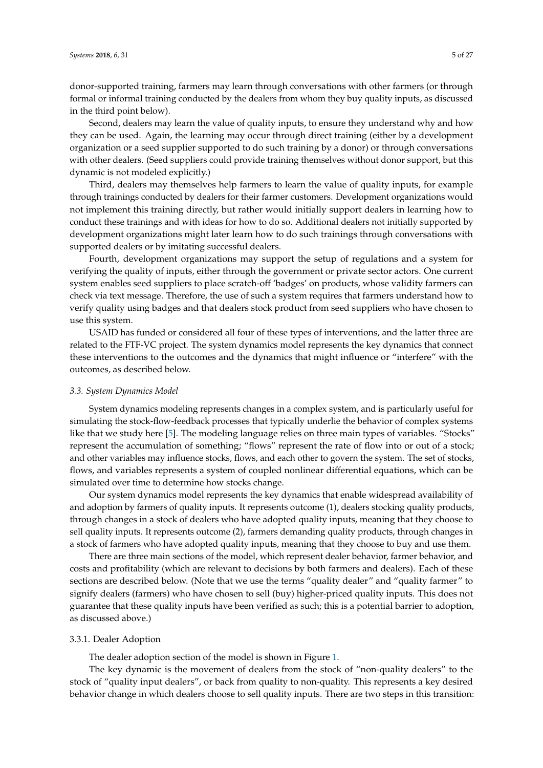donor-supported training, farmers may learn through conversations with other farmers (or through formal or informal training conducted by the dealers from whom they buy quality inputs, as discussed in the third point below).

Second, dealers may learn the value of quality inputs, to ensure they understand why and how they can be used. Again, the learning may occur through direct training (either by a development organization or a seed supplier supported to do such training by a donor) or through conversations with other dealers. (Seed suppliers could provide training themselves without donor support, but this dynamic is not modeled explicitly.)

Third, dealers may themselves help farmers to learn the value of quality inputs, for example through trainings conducted by dealers for their farmer customers. Development organizations would not implement this training directly, but rather would initially support dealers in learning how to conduct these trainings and with ideas for how to do so. Additional dealers not initially supported by development organizations might later learn how to do such trainings through conversations with supported dealers or by imitating successful dealers.

Fourth, development organizations may support the setup of regulations and a system for verifying the quality of inputs, either through the government or private sector actors. One current system enables seed suppliers to place scratch-off 'badges' on products, whose validity farmers can check via text message. Therefore, the use of such a system requires that farmers understand how to verify quality using badges and that dealers stock product from seed suppliers who have chosen to use this system.

USAID has funded or considered all four of these types of interventions, and the latter three are related to the FTF-VC project. The system dynamics model represents the key dynamics that connect these interventions to the outcomes and the dynamics that might influence or "interfere" with the outcomes, as described below.

### *3.3. System Dynamics Model*

System dynamics modeling represents changes in a complex system, and is particularly useful for simulating the stock-flow-feedback processes that typically underlie the behavior of complex systems like that we study here [5]. The modeling language relies on three main types of variables. "Stocks" represent the accumulation of something; "flows" represent the rate of flow into or out of a stock; and other variables may influence stocks, flows, and each other to govern the system. The set of stocks, flows, and variables represents a system of coupled nonlinear differential equations, which can be simulated over time to determine how stocks change.

Our system dynamics model represents the key dynamics that enable widespread availability of and adoption by farmers of quality inputs. It represents outcome (1), dealers stocking quality products, through changes in a stock of dealers who have adopted quality inputs, meaning that they choose to sell quality inputs. It represents outcome (2), farmers demanding quality products, through changes in a stock of farmers who have adopted quality inputs, meaning that they choose to buy and use them.

There are three main sections of the model, which represent dealer behavior, farmer behavior, and costs and profitability (which are relevant to decisions by both farmers and dealers). Each of these sections are described below. (Note that we use the terms "quality dealer" and "quality farmer" to signify dealers (farmers) who have chosen to sell (buy) higher-priced quality inputs. This does not guarantee that these quality inputs have been verified as such; this is a potential barrier to adoption, as discussed above.)

#### 3.3.1. Dealer Adoption

The dealer adoption section of the model is shown in Figure 1.

The key dynamic is the movement of dealers from the stock of "non-quality dealers" to the stock of "quality input dealers", or back from quality to non-quality. This represents a key desired behavior change in which dealers choose to sell quality inputs. There are two steps in this transition: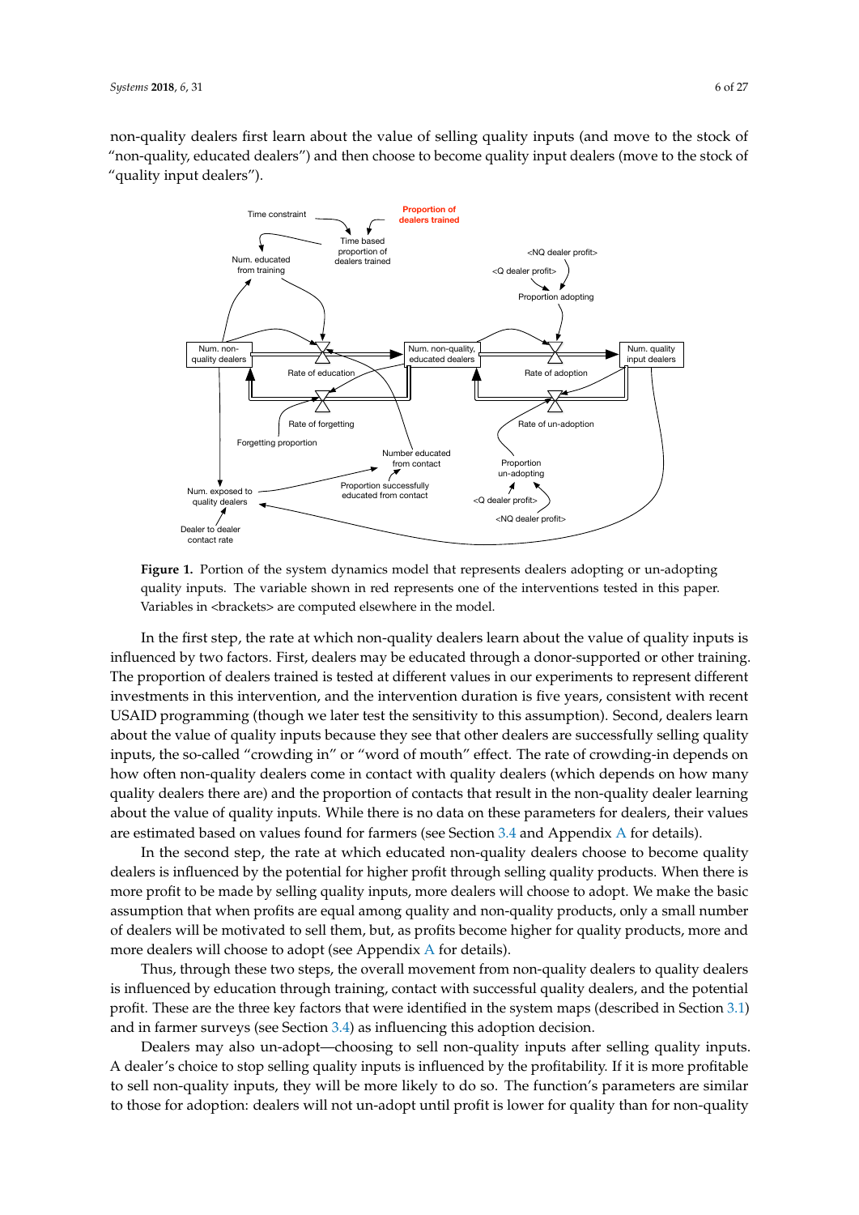non-quality dealers first learn about the value of selling quality inputs (and move to the stock of "non-quality, educated dealers") and then choose to become quality input dealers (move to the stock of "quality input dealers").

Time constraint
Proportion of dealers trained
Time based proportion of dealers trained
Num. educated from training
<NQ dealer profit>
<Q dealer profit>
Proportion adopting
Num. non-quality dealers
Rate of education
Num. non-quality, educated dealers
Rate of adoption
Num. quality input dealers
Rate of forgetting
Rate of un-adoption
Forgetting proportion
Number educated from contact
Proportion un-adopting
Num. exposed to quality dealers
Proportion successfully educated from contact
<Q dealer profit>
<NQ dealer profit>
Dealer to dealer contact rate

**Figure 1.** Portion of the system dynamics model that represents dealers adopting or un-adopting quality inputs. The variable shown in red represents one of the interventions tested in this paper. Variables in <brackets> are computed elsewhere in the model.

In the first step, the rate at which non-quality dealers learn about the value of quality inputs is influenced by two factors. First, dealers may be educated through a donor-supported or other training. The proportion of dealers trained is tested at different values in our experiments to represent different investments in this intervention, and the intervention duration is five years, consistent with recent USAID programming (though we later test the sensitivity to this assumption). Second, dealers learn about the value of quality inputs because they see that other dealers are successfully selling quality inputs, the so-called "crowding in" or "word of mouth" effect. The rate of crowding-in depends on how often non-quality dealers come in contact with quality dealers (which depends on how many quality dealers there are) and the proportion of contacts that result in the non-quality dealer learning about the value of quality inputs. While there is no data on these parameters for dealers, their values are estimated based on values found for farmers (see Section 3.4 and Appendix A for details).

In the second step, the rate at which educated non-quality dealers choose to become quality dealers is influenced by the potential for higher profit through selling quality products. When there is more profit to be made by selling quality inputs, more dealers will choose to adopt. We make the basic assumption that when profits are equal among quality and non-quality products, only a small number of dealers will be motivated to sell them, but, as profits become higher for quality products, more and more dealers will choose to adopt (see Appendix A for details).

Thus, through these two steps, the overall movement from non-quality dealers to quality dealers is influenced by education through training, contact with successful quality dealers, and the potential profit. These are the three key factors that were identified in the system maps (described in Section 3.1) and in farmer surveys (see Section 3.4) as influencing this adoption decision.

Dealers may also un-adopt—choosing to sell non-quality inputs after selling quality inputs. A dealer's choice to stop selling quality inputs is influenced by the profitability. If it is more profitable to sell non-quality inputs, they will be more likely to do so. The function's parameters are similar to those for adoption: dealers will not un-adopt until profit is lower for quality than for non-quality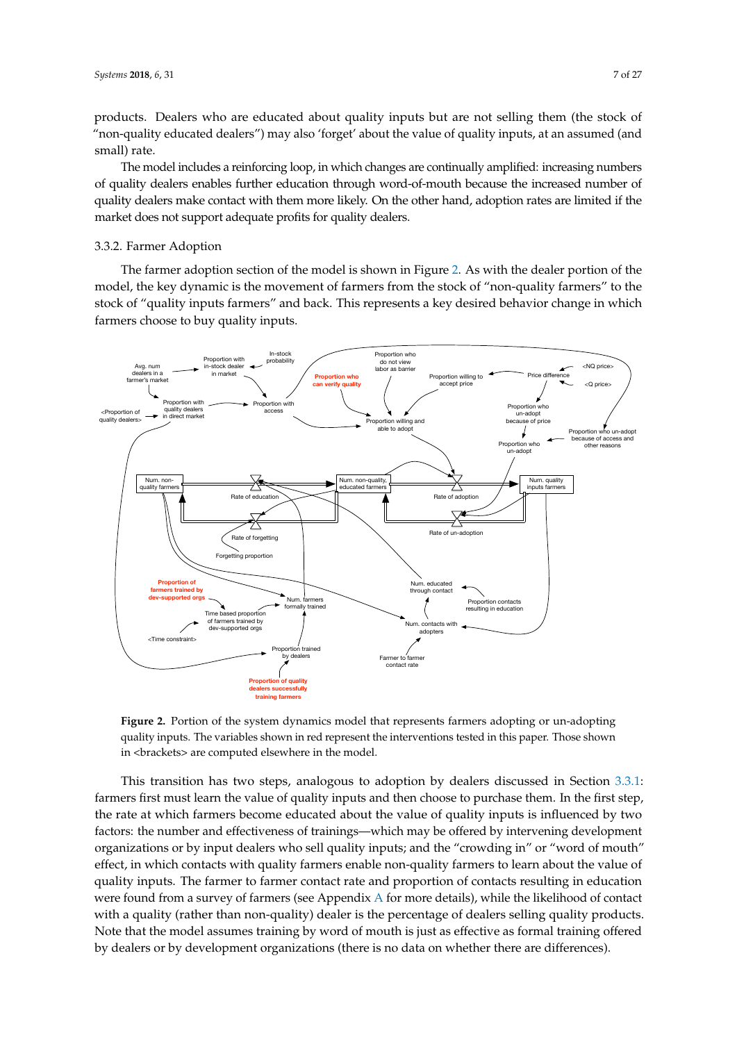products. Dealers who are educated about quality inputs but are not selling them (the stock of “non-quality educated dealers”) may also ‘forget’ about the value of quality inputs, at an assumed (and small) rate.

The model includes a reinforcing loop, in which changes are continually amplified: increasing numbers of quality dealers enables further education through word-of-mouth because the increased number of quality dealers make contact with them more likely. On the other hand, adoption rates are limited if the market does not support adequate profits for quality dealers.

### 3.3.2. Farmer Adoption

The farmer adoption section of the model is shown in Figure 2. As with the dealer portion of the model, the key dynamic is the movement of farmers from the stock of “non-quality farmers” to the stock of “quality inputs farmers” and back. This represents a key desired behavior change in which farmers choose to buy quality inputs.

Avg. num dealers in a farmer's market
Proportion with in-stock dealer in market
In-stock probability
Proportion who can verify quality
Proportion who do not view labor as barrier
Proportion willing to accept price
Price difference
<NQ price>
<Q price>
<Proportion of quality dealers>
Proportion with quality dealers in direct market
Proportion with access
Proportion willing and able to adopt
Proportion who un-adopt because of price
Proportion who un-adopt because of access and other reasons
Proportion who un-adopt
Num. non-quality farmers
Rate of education
Num. non-quality, educated farmers
Rate of adoption
Num. quality inputs farmers
Rate of forgetting
Rate of un-adoption
Forgetting proportion
Proportion of farmers trained by dev-supported orgs
Num. farmers formally trained
Num. educated through contact
Proportion contacts resulting in education
Time based proportion of farmers trained by dev-supported orgs
Num. contacts with adopters
<Time constraint>
Proportion trained by dealers
Farmer to farmer contact rate
Proportion of quality dealers successfully training farmers

**Figure 2.** Portion of the system dynamics model that represents farmers adopting or un-adopting quality inputs. The variables shown in red represent the interventions tested in this paper. Those shown in <brackets> are computed elsewhere in the model.

This transition has two steps, analogous to adoption by dealers discussed in Section 3.3.1: farmers first must learn the value of quality inputs and then choose to purchase them. In the first step, the rate at which farmers become educated about the value of quality inputs is influenced by two factors: the number and effectiveness of trainings—which may be offered by intervening development organizations or by input dealers who sell quality inputs; and the “crowding in” or “word of mouth” effect, in which contacts with quality farmers enable non-quality farmers to learn about the value of quality inputs. The farmer to farmer contact rate and proportion of contacts resulting in education were found from a survey of farmers (see Appendix A for more details), while the likelihood of contact with a quality (rather than non-quality) dealer is the percentage of dealers selling quality products. Note that the model assumes training by word of mouth is just as effective as formal training offered by dealers or by development organizations (there is no data on whether there are differences).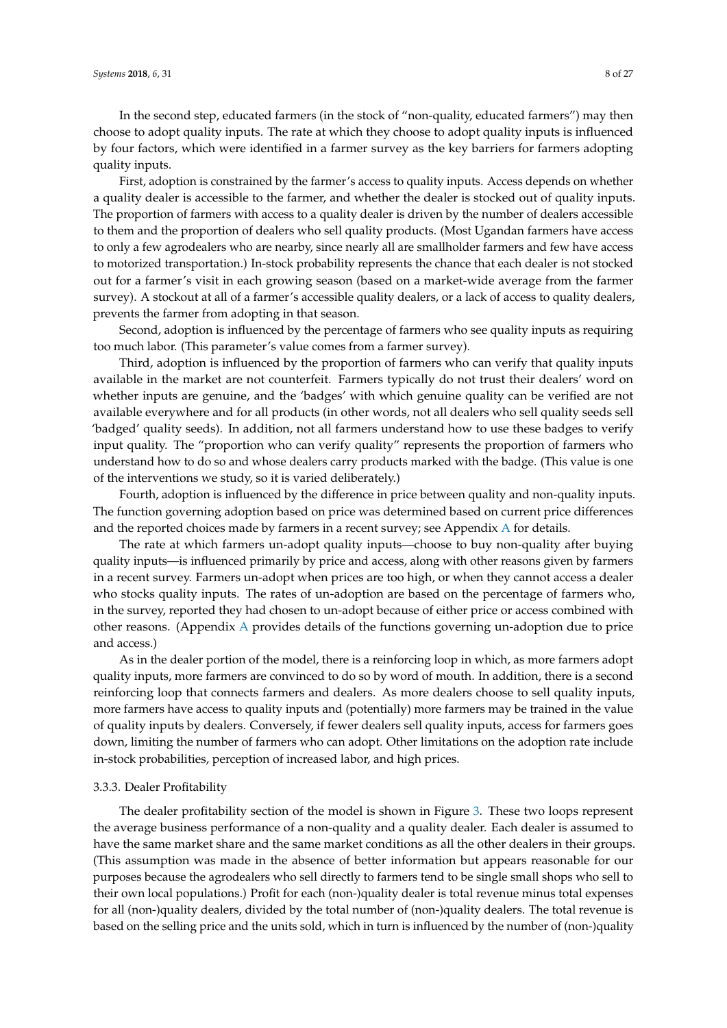In the second step, educated farmers (in the stock of "non-quality, educated farmers") may then choose to adopt quality inputs. The rate at which they choose to adopt quality inputs is influenced by four factors, which were identified in a farmer survey as the key barriers for farmers adopting quality inputs.

First, adoption is constrained by the farmer's access to quality inputs. Access depends on whether a quality dealer is accessible to the farmer, and whether the dealer is stocked out of quality inputs. The proportion of farmers with access to a quality dealer is driven by the number of dealers accessible to them and the proportion of dealers who sell quality products. (Most Ugandan farmers have access to only a few agrodealers who are nearby, since nearly all are smallholder farmers and few have access to motorized transportation.) In-stock probability represents the chance that each dealer is not stocked out for a farmer's visit in each growing season (based on a market-wide average from the farmer survey). A stockout at all of a farmer's accessible quality dealers, or a lack of access to quality dealers, prevents the farmer from adopting in that season.

Second, adoption is influenced by the percentage of farmers who see quality inputs as requiring too much labor. (This parameter's value comes from a farmer survey).

Third, adoption is influenced by the proportion of farmers who can verify that quality inputs available in the market are not counterfeit. Farmers typically do not trust their dealers' word on whether inputs are genuine, and the 'badges' with which genuine quality can be verified are not available everywhere and for all products (in other words, not all dealers who sell quality seeds sell 'badged' quality seeds). In addition, not all farmers understand how to use these badges to verify input quality. The "proportion who can verify quality" represents the proportion of farmers who understand how to do so and whose dealers carry products marked with the badge. (This value is one of the interventions we study, so it is varied deliberately.)

Fourth, adoption is influenced by the difference in price between quality and non-quality inputs. The function governing adoption based on price was determined based on current price differences and the reported choices made by farmers in a recent survey; see Appendix A for details.

The rate at which farmers un-adopt quality inputs—choose to buy non-quality after buying quality inputs—is influenced primarily by price and access, along with other reasons given by farmers in a recent survey. Farmers un-adopt when prices are too high, or when they cannot access a dealer who stocks quality inputs. The rates of un-adoption are based on the percentage of farmers who, in the survey, reported they had chosen to un-adopt because of either price or access combined with other reasons. (Appendix A provides details of the functions governing un-adoption due to price and access.)

As in the dealer portion of the model, there is a reinforcing loop in which, as more farmers adopt quality inputs, more farmers are convinced to do so by word of mouth. In addition, there is a second reinforcing loop that connects farmers and dealers. As more dealers choose to sell quality inputs, more farmers have access to quality inputs and (potentially) more farmers may be trained in the value of quality inputs by dealers. Conversely, if fewer dealers sell quality inputs, access for farmers goes down, limiting the number of farmers who can adopt. Other limitations on the adoption rate include in-stock probabilities, perception of increased labor, and high prices.

#### 3.3.3. Dealer Profitability

The dealer profitability section of the model is shown in Figure 3. These two loops represent the average business performance of a non-quality and a quality dealer. Each dealer is assumed to have the same market share and the same market conditions as all the other dealers in their groups. (This assumption was made in the absence of better information but appears reasonable for our purposes because the agrodealers who sell directly to farmers tend to be single small shops who sell to their own local populations.) Profit for each (non-)quality dealer is total revenue minus total expenses for all (non-)quality dealers, divided by the total number of (non-)quality dealers. The total revenue is based on the selling price and the units sold, which in turn is influenced by the number of (non-)quality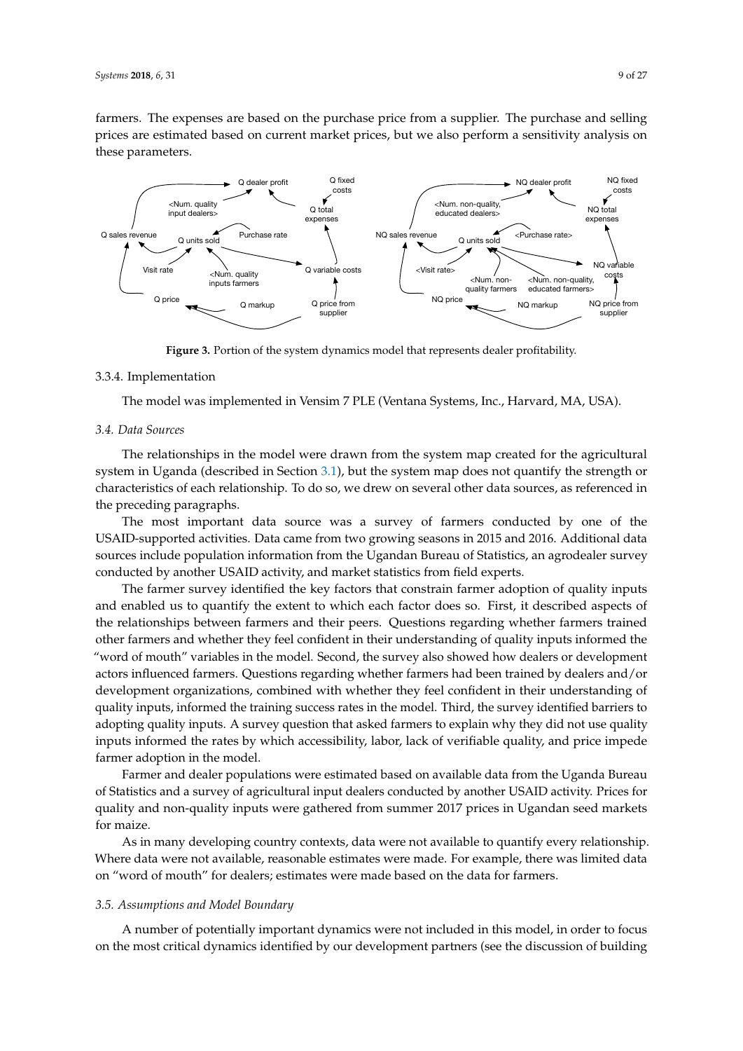farmers. The expenses are based on the purchase price from a supplier. The purchase and selling prices are estimated based on current market prices, but we also perform a sensitivity analysis on these parameters.

**Figure 3.** Portion of the system dynamics model that represents dealer profitability.

3.3.4. Implementation

The model was implemented in Vensim 7 PLE (Ventana Systems, Inc., Harvard, MA, USA).

### *3.4. Data Sources*

The relationships in the model were drawn from the system map created for the agricultural system in Uganda (described in Section 3.1), but the system map does not quantify the strength or characteristics of each relationship. To do so, we drew on several other data sources, as referenced in the preceding paragraphs.

The most important data source was a survey of farmers conducted by one of the USAID-supported activities. Data came from two growing seasons in 2015 and 2016. Additional data sources include population information from the Ugandan Bureau of Statistics, an agrodealer survey conducted by another USAID activity, and market statistics from field experts.

The farmer survey identified the key factors that constrain farmer adoption of quality inputs and enabled us to quantify the extent to which each factor does so. First, it described aspects of the relationships between farmers and their peers. Questions regarding whether farmers trained other farmers and whether they feel confident in their understanding of quality inputs informed the "word of mouth" variables in the model. Second, the survey also showed how dealers or development actors influenced farmers. Questions regarding whether farmers had been trained by dealers and/or development organizations, combined with whether they feel confident in their understanding of quality inputs, informed the training success rates in the model. Third, the survey identified barriers to adopting quality inputs. A survey question that asked farmers to explain why they did not use quality inputs informed the rates by which accessibility, labor, lack of verifiable quality, and price impede farmer adoption in the model.

Farmer and dealer populations were estimated based on available data from the Uganda Bureau of Statistics and a survey of agricultural input dealers conducted by another USAID activity. Prices for quality and non-quality inputs were gathered from summer 2017 prices in Ugandan seed markets for maize.

As in many developing country contexts, data were not available to quantify every relationship. Where data were not available, reasonable estimates were made. For example, there was limited data on "word of mouth" for dealers; estimates were made based on the data for farmers.

### *3.5. Assumptions and Model Boundary*

A number of potentially important dynamics were not included in this model, in order to focus on the most critical dynamics identified by our development partners (see the discussion of building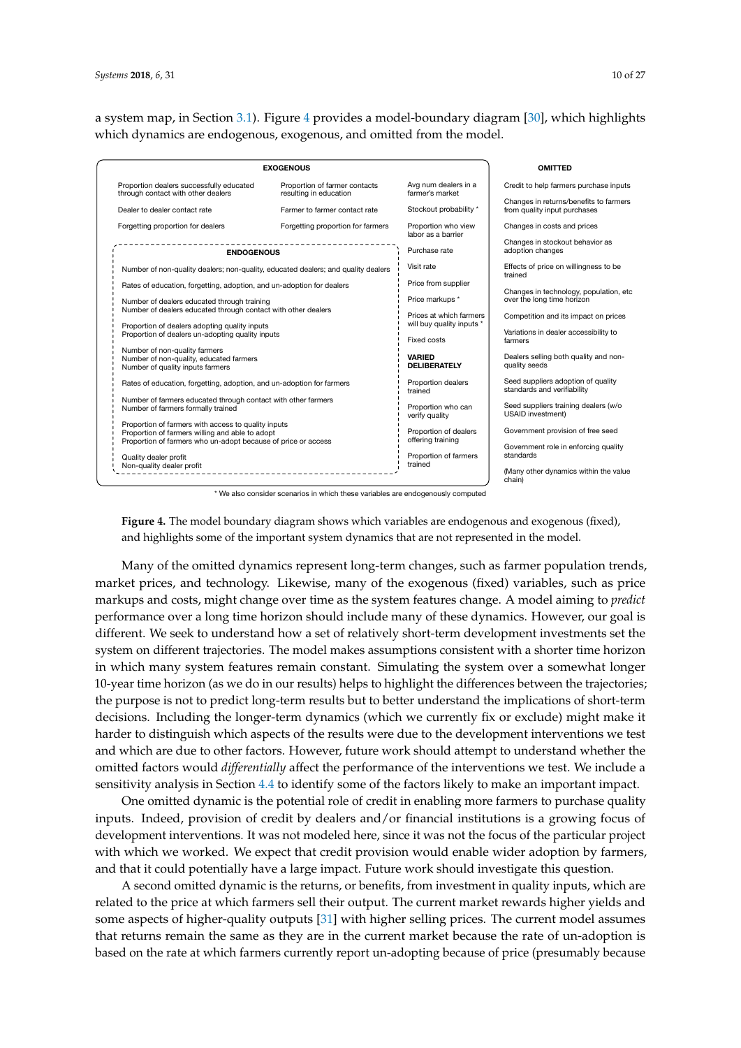a system map, in Section 3.1). Figure 4 provides a model-boundary diagram [30], which highlights which dynamics are endogenous, exogenous, and omitted from the model.

**EXOGENOUS**

- Proportion dealers successfully educated through contact with other dealers
- Dealer to dealer contact rate
- Forgetting proportion for dealers
- Proportion of farmer contacts resulting in education
- Farmer to farmer contact rate
- Forgetting proportion for farmers
- Avg num dealers in a farmer's market
- Stockout probability *
- Proportion who view labor as a barrier
- Purchase rate
- Visit rate
- Price from supplier
- Price markups *
- Prices at which farmers will buy quality inputs *
- Fixed costs

**VARIED DELIBERATELY**

- Proportion dealers trained
- Proportion who can verify quality
- Proportion of dealers offering training
- Proportion of farmers trained

**ENDOGENOUS**

- Number of non-quality dealers; non-quality, educated dealers; and quality dealers
- Rates of education, forgetting, adoption, and un-adoption for dealers
- Number of dealers educated through training
- Number of dealers educated through contact with other dealers
- Proportion of dealers adopting quality inputs
- Proportion of dealers un-adopting quality inputs
- Number of non-quality farmers
- Number of non-quality, educated farmers
- Number of quality inputs farmers
- Rates of education, forgetting, adoption, and un-adoption for farmers
- Number of farmers educated through contact with other farmers
- Number of farmers formally trained
- Proportion of farmers with access to quality inputs
- Proportion of farmers willing and able to adopt
- Proportion of farmers who un-adopt because of price or access
- Quality dealer profit
- Non-quality dealer profit

**OMITTED**

- Credit to help farmers purchase inputs
- Changes in returns/benefits to farmers from quality input purchases
- Changes in costs and prices
- Changes in stockout behavior as adoption changes
- Effects of price on willingness to be trained
- Changes in technology, population, etc over the long time horizon
- Competition and its impact on prices
- Variations in dealer accessibility to farmers
- Dealers selling both quality and non-quality seeds
- Seed suppliers adoption of quality standards and verifiability
- Seed suppliers training dealers (w/o USAID investment)
- Government provision of free seed
- Government role in enforcing quality standards
- (Many other dynamics within the value chain)

\* We also consider scenarios in which these variables are endogenously computed

**Figure 4.** The model boundary diagram shows which variables are endogenous and exogenous (fixed), and highlights some of the important system dynamics that are not represented in the model.

Many of the omitted dynamics represent long-term changes, such as farmer population trends, market prices, and technology. Likewise, many of the exogenous (fixed) variables, such as price markups and costs, might change over time as the system features change. A model aiming to *predict* performance over a long time horizon should include many of these dynamics. However, our goal is different. We seek to understand how a set of relatively short-term development investments set the system on different trajectories. The model makes assumptions consistent with a shorter time horizon in which many system features remain constant. Simulating the system over a somewhat longer 10-year time horizon (as we do in our results) helps to highlight the differences between the trajectories; the purpose is not to predict long-term results but to better understand the implications of short-term decisions. Including the longer-term dynamics (which we currently fix or exclude) might make it harder to distinguish which aspects of the results were due to the development interventions we test and which are due to other factors. However, future work should attempt to understand whether the omitted factors would *differentially* affect the performance of the interventions we test. We include a sensitivity analysis in Section 4.4 to identify some of the factors likely to make an important impact.

One omitted dynamic is the potential role of credit in enabling more farmers to purchase quality inputs. Indeed, provision of credit by dealers and/or financial institutions is a growing focus of development interventions. It was not modeled here, since it was not the focus of the particular project with which we worked. We expect that credit provision would enable wider adoption by farmers, and that it could potentially have a large impact. Future work should investigate this question.

A second omitted dynamic is the returns, or benefits, from investment in quality inputs, which are related to the price at which farmers sell their output. The current market rewards higher yields and some aspects of higher-quality outputs [31] with higher selling prices. The current model assumes that returns remain the same as they are in the current market because the rate of un-adoption is based on the rate at which farmers currently report un-adopting because of price (presumably because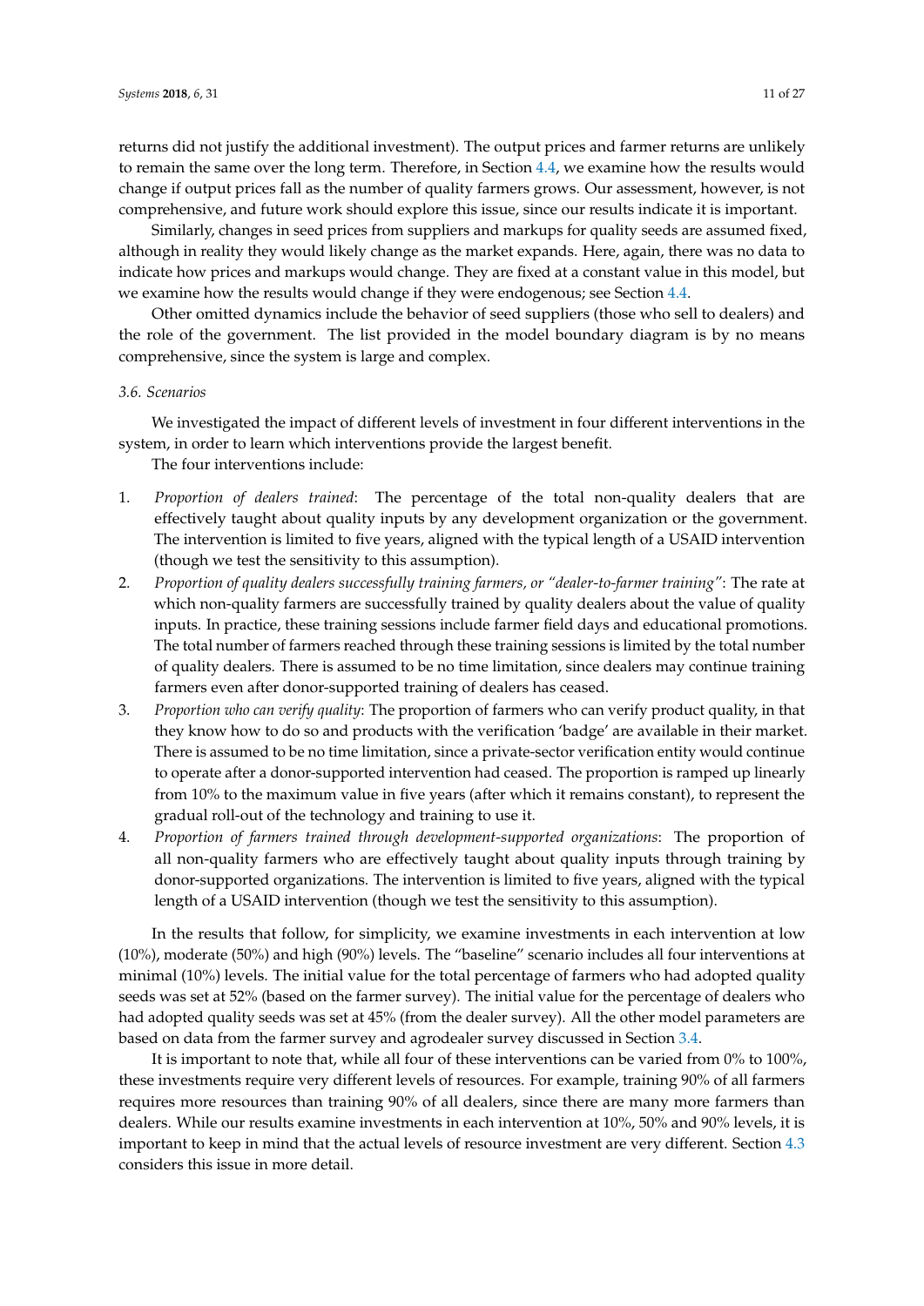returns did not justify the additional investment). The output prices and farmer returns are unlikely to remain the same over the long term. Therefore, in Section 4.4, we examine how the results would change if output prices fall as the number of quality farmers grows. Our assessment, however, is not comprehensive, and future work should explore this issue, since our results indicate it is important.

Similarly, changes in seed prices from suppliers and markups for quality seeds are assumed fixed, although in reality they would likely change as the market expands. Here, again, there was no data to indicate how prices and markups would change. They are fixed at a constant value in this model, but we examine how the results would change if they were endogenous; see Section 4.4.

Other omitted dynamics include the behavior of seed suppliers (those who sell to dealers) and the role of the government. The list provided in the model boundary diagram is by no means comprehensive, since the system is large and complex.

### 3.6. Scenarios

We investigated the impact of different levels of investment in four different interventions in the system, in order to learn which interventions provide the largest benefit.

The four interventions include:

1. *Proportion of dealers trained*: The percentage of the total non-quality dealers that are effectively taught about quality inputs by any development organization or the government. The intervention is limited to five years, aligned with the typical length of a USAID intervention (though we test the sensitivity to this assumption).
2. *Proportion of quality dealers successfully training farmers, or "dealer-to-farmer training"*: The rate at which non-quality farmers are successfully trained by quality dealers about the value of quality inputs. In practice, these training sessions include farmer field days and educational promotions. The total number of farmers reached through these training sessions is limited by the total number of quality dealers. There is assumed to be no time limitation, since dealers may continue training farmers even after donor-supported training of dealers has ceased.
3. *Proportion who can verify quality*: The proportion of farmers who can verify product quality, in that they know how to do so and products with the verification 'badge' are available in their market. There is assumed to be no time limitation, since a private-sector verification entity would continue to operate after a donor-supported intervention had ceased. The proportion is ramped up linearly from 10% to the maximum value in five years (after which it remains constant), to represent the gradual roll-out of the technology and training to use it.
4. *Proportion of farmers trained through development-supported organizations*: The proportion of all non-quality farmers who are effectively taught about quality inputs through training by donor-supported organizations. The intervention is limited to five years, aligned with the typical length of a USAID intervention (though we test the sensitivity to this assumption).

In the results that follow, for simplicity, we examine investments in each intervention at low (10%), moderate (50%) and high (90%) levels. The "baseline" scenario includes all four interventions at minimal (10%) levels. The initial value for the total percentage of farmers who had adopted quality seeds was set at 52% (based on the farmer survey). The initial value for the percentage of dealers who had adopted quality seeds was set at 45% (from the dealer survey). All the other model parameters are based on data from the farmer survey and agrodealer survey discussed in Section 3.4.

It is important to note that, while all four of these interventions can be varied from 0% to 100%, these investments require very different levels of resources. For example, training 90% of all farmers requires more resources than training 90% of all dealers, since there are many more farmers than dealers. While our results examine investments in each intervention at 10%, 50% and 90% levels, it is important to keep in mind that the actual levels of resource investment are very different. Section 4.3 considers this issue in more detail.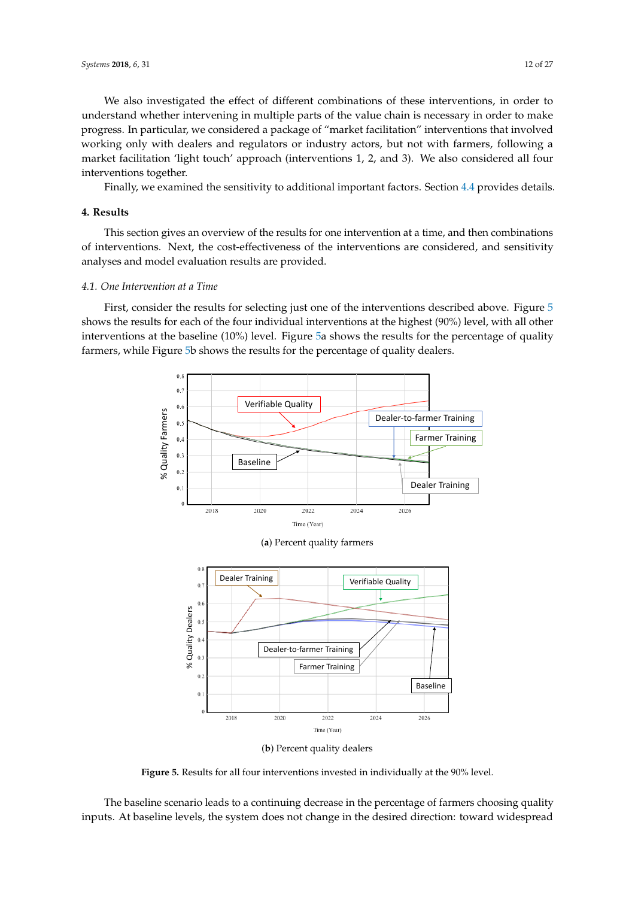We also investigated the effect of different combinations of these interventions, in order to understand whether intervening in multiple parts of the value chain is necessary in order to make progress. In particular, we considered a package of "market facilitation" interventions that involved working only with dealers and regulators or industry actors, but not with farmers, following a market facilitation 'light touch' approach (interventions 1, 2, and 3). We also considered all four interventions together.

Finally, we examined the sensitivity to additional important factors. Section 4.4 provides details.

## 4. Results

This section gives an overview of the results for one intervention at a time, and then combinations of interventions. Next, the cost-effectiveness of the interventions are considered, and sensitivity analyses and model evaluation results are provided.

### 4.1. One Intervention at a Time

First, consider the results for selecting just one of the interventions described above. Figure 5 shows the results for each of the four individual interventions at the highest (90%) level, with all other interventions at the baseline (10%) level. Figure 5a shows the results for the percentage of quality farmers, while Figure 5b shows the results for the percentage of quality dealers.

(**a**) Percent quality farmers

(**b**) Percent quality dealers

**Figure 5.** Results for all four interventions invested in individually at the 90% level.

The baseline scenario leads to a continuing decrease in the percentage of farmers choosing quality inputs. At baseline levels, the system does not change in the desired direction: toward widespread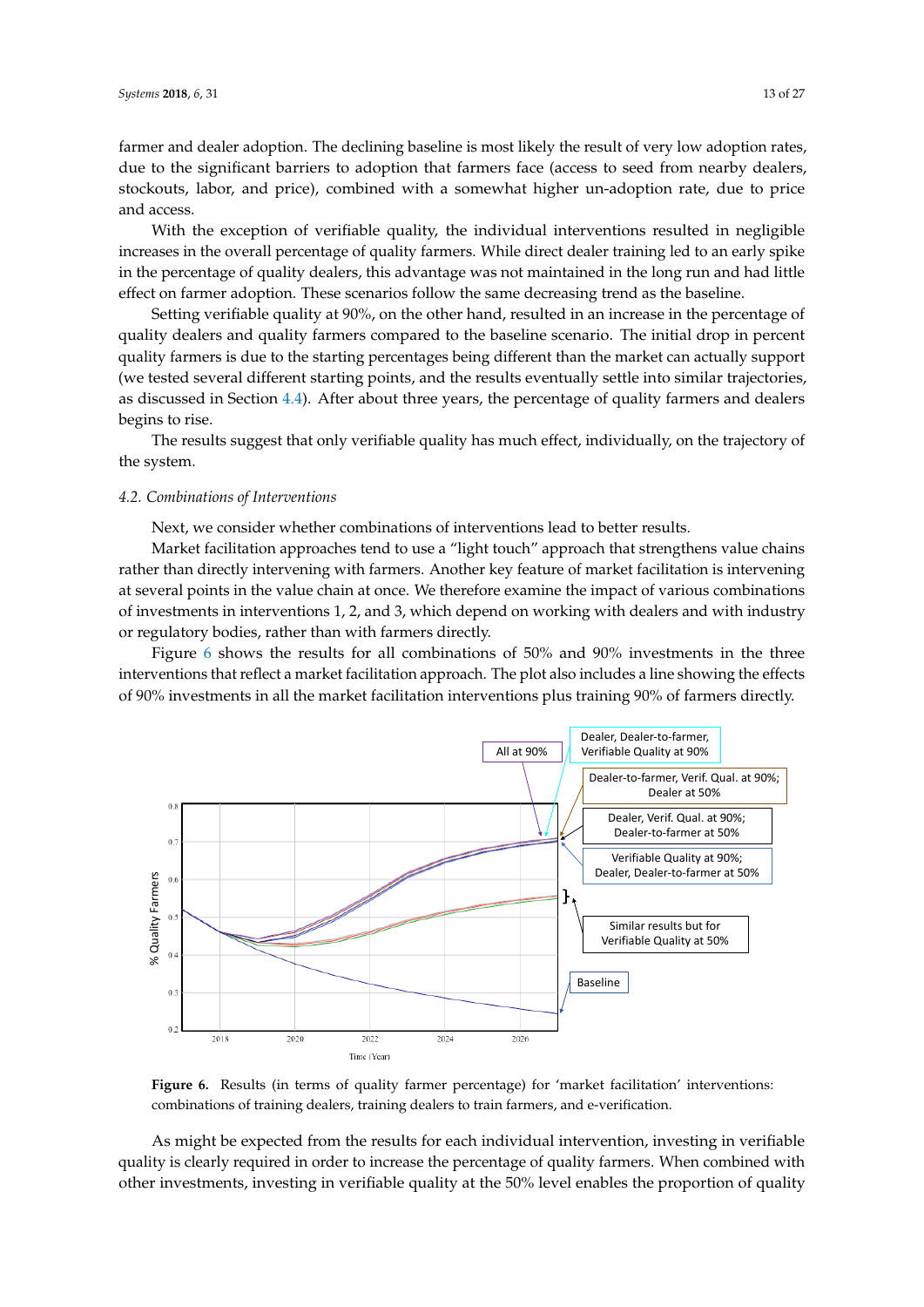farmer and dealer adoption. The declining baseline is most likely the result of very low adoption rates, due to the significant barriers to adoption that farmers face (access to seed from nearby dealers, stockouts, labor, and price), combined with a somewhat higher un-adoption rate, due to price and access.

With the exception of verifiable quality, the individual interventions resulted in negligible increases in the overall percentage of quality farmers. While direct dealer training led to an early spike in the percentage of quality dealers, this advantage was not maintained in the long run and had little effect on farmer adoption. These scenarios follow the same decreasing trend as the baseline.

Setting verifiable quality at 90%, on the other hand, resulted in an increase in the percentage of quality dealers and quality farmers compared to the baseline scenario. The initial drop in percent quality farmers is due to the starting percentages being different than the market can actually support (we tested several different starting points, and the results eventually settle into similar trajectories, as discussed in Section 4.4). After about three years, the percentage of quality farmers and dealers begins to rise.

The results suggest that only verifiable quality has much effect, individually, on the trajectory of the system.

### 4.2. Combinations of Interventions

Next, we consider whether combinations of interventions lead to better results.

Market facilitation approaches tend to use a "light touch" approach that strengthens value chains rather than directly intervening with farmers. Another key feature of market facilitation is intervening at several points in the value chain at once. We therefore examine the impact of various combinations of investments in interventions 1, 2, and 3, which depend on working with dealers and with industry or regulatory bodies, rather than with farmers directly.

Figure 6 shows the results for all combinations of 50% and 90% investments in the three interventions that reflect a market facilitation approach. The plot also includes a line showing the effects of 90% investments in all the market facilitation interventions plus training 90% of farmers directly.

**Figure 6.** Results (in terms of quality farmer percentage) for 'market facilitation' interventions: combinations of training dealers, training dealers to train farmers, and e-verification.

As might be expected from the results for each individual intervention, investing in verifiable quality is clearly required in order to increase the percentage of quality farmers. When combined with other investments, investing in verifiable quality at the 50% level enables the proportion of quality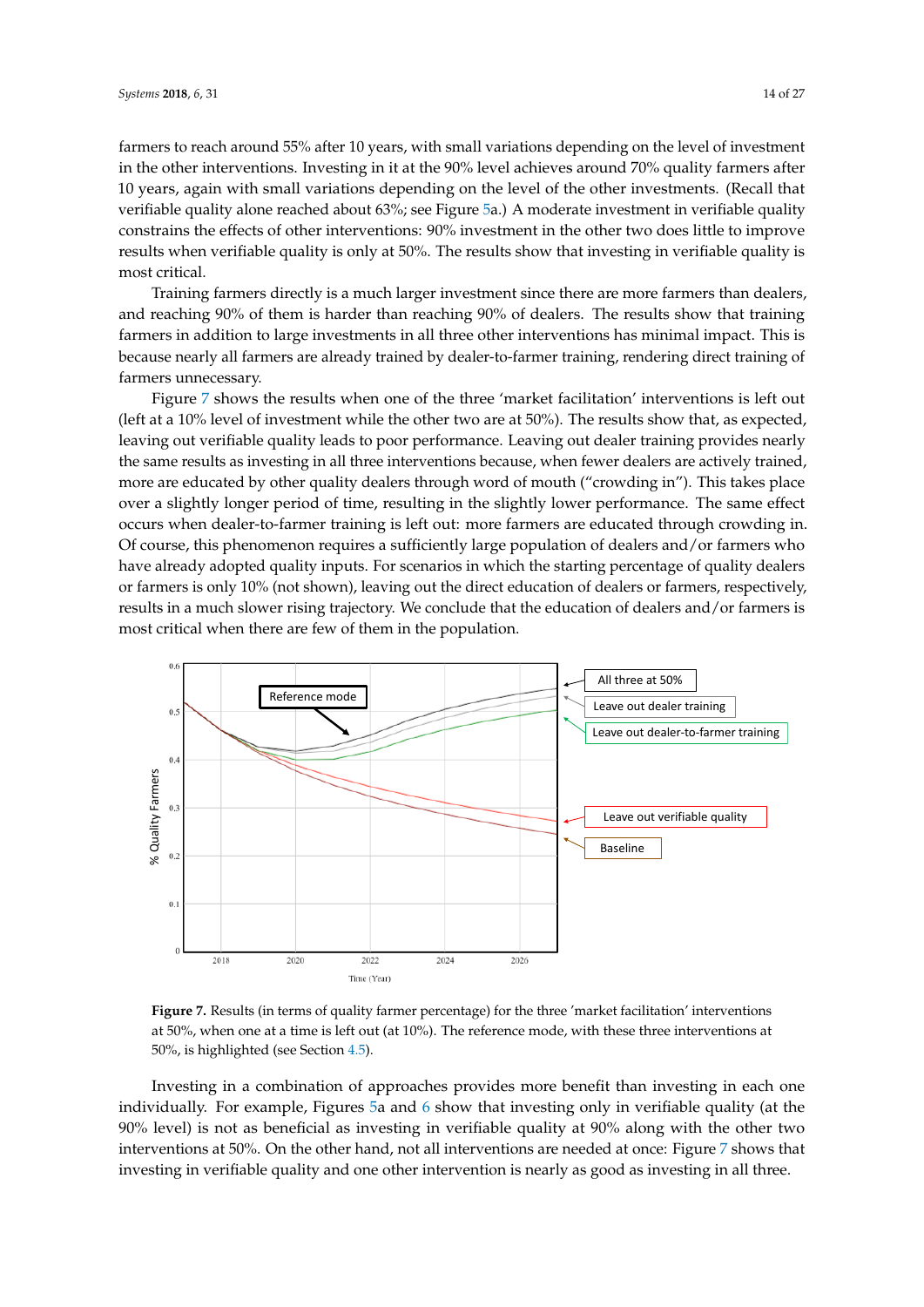farmers to reach around 55% after 10 years, with small variations depending on the level of investment in the other interventions. Investing in it at the 90% level achieves around 70% quality farmers after 10 years, again with small variations depending on the level of the other investments. (Recall that verifiable quality alone reached about 63%; see Figure 5a.) A moderate investment in verifiable quality constrains the effects of other interventions: 90% investment in the other two does little to improve results when verifiable quality is only at 50%. The results show that investing in verifiable quality is most critical.

Training farmers directly is a much larger investment since there are more farmers than dealers, and reaching 90% of them is harder than reaching 90% of dealers. The results show that training farmers in addition to large investments in all three other interventions has minimal impact. This is because nearly all farmers are already trained by dealer-to-farmer training, rendering direct training of farmers unnecessary.

Figure 7 shows the results when one of the three 'market facilitation' interventions is left out (left at a 10% level of investment while the other two are at 50%). The results show that, as expected, leaving out verifiable quality leads to poor performance. Leaving out dealer training provides nearly the same results as investing in all three interventions because, when fewer dealers are actively trained, more are educated by other quality dealers through word of mouth ("crowding in"). This takes place over a slightly longer period of time, resulting in the slightly lower performance. The same effect occurs when dealer-to-farmer training is left out: more farmers are educated through crowding in. Of course, this phenomenon requires a sufficiently large population of dealers and/or farmers who have already adopted quality inputs. For scenarios in which the starting percentage of quality dealers or farmers is only 10% (not shown), leaving out the direct education of dealers or farmers, respectively, results in a much slower rising trajectory. We conclude that the education of dealers and/or farmers is most critical when there are few of them in the population.

**Figure 7.** Results (in terms of quality farmer percentage) for the three 'market facilitation' interventions at 50%, when one at a time is left out (at 10%). The reference mode, with these three interventions at 50%, is highlighted (see Section 4.5).

Investing in a combination of approaches provides more benefit than investing in each one individually. For example, Figures 5a and 6 show that investing only in verifiable quality (at the 90% level) is not as beneficial as investing in verifiable quality at 90% along with the other two interventions at 50%. On the other hand, not all interventions are needed at once: Figure 7 shows that investing in verifiable quality and one other intervention is nearly as good as investing in all three.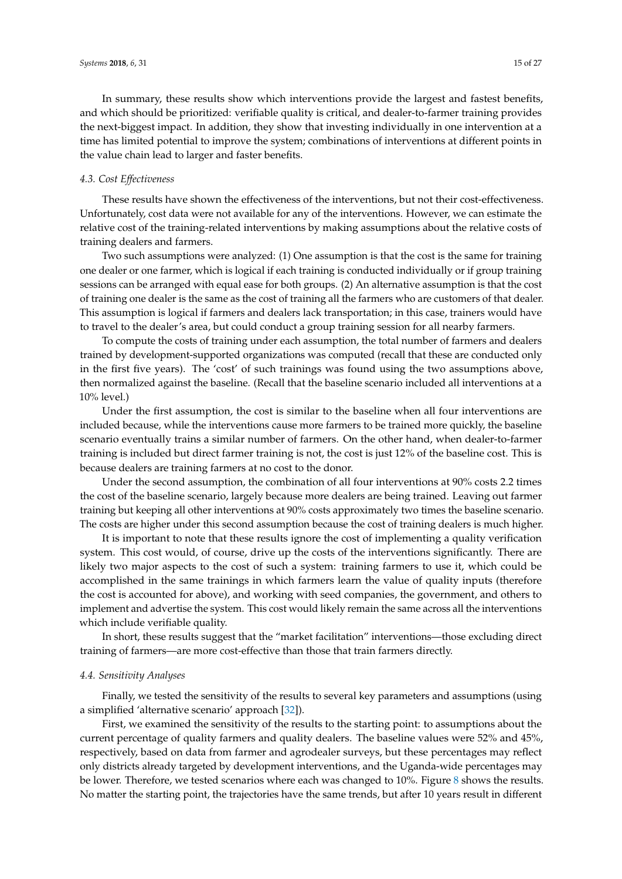In summary, these results show which interventions provide the largest and fastest benefits, and which should be prioritized: verifiable quality is critical, and dealer-to-farmer training provides the next-biggest impact. In addition, they show that investing individually in one intervention at a time has limited potential to improve the system; combinations of interventions at different points in the value chain lead to larger and faster benefits.

### *4.3. Cost Effectiveness*

These results have shown the effectiveness of the interventions, but not their cost-effectiveness. Unfortunately, cost data were not available for any of the interventions. However, we can estimate the relative cost of the training-related interventions by making assumptions about the relative costs of training dealers and farmers.

Two such assumptions were analyzed: (1) One assumption is that the cost is the same for training one dealer or one farmer, which is logical if each training is conducted individually or if group training sessions can be arranged with equal ease for both groups. (2) An alternative assumption is that the cost of training one dealer is the same as the cost of training all the farmers who are customers of that dealer. This assumption is logical if farmers and dealers lack transportation; in this case, trainers would have to travel to the dealer's area, but could conduct a group training session for all nearby farmers.

To compute the costs of training under each assumption, the total number of farmers and dealers trained by development-supported organizations was computed (recall that these are conducted only in the first five years). The 'cost' of such trainings was found using the two assumptions above, then normalized against the baseline. (Recall that the baseline scenario included all interventions at a 10% level.)

Under the first assumption, the cost is similar to the baseline when all four interventions are included because, while the interventions cause more farmers to be trained more quickly, the baseline scenario eventually trains a similar number of farmers. On the other hand, when dealer-to-farmer training is included but direct farmer training is not, the cost is just 12% of the baseline cost. This is because dealers are training farmers at no cost to the donor.

Under the second assumption, the combination of all four interventions at 90% costs 2.2 times the cost of the baseline scenario, largely because more dealers are being trained. Leaving out farmer training but keeping all other interventions at 90% costs approximately two times the baseline scenario. The costs are higher under this second assumption because the cost of training dealers is much higher.

It is important to note that these results ignore the cost of implementing a quality verification system. This cost would, of course, drive up the costs of the interventions significantly. There are likely two major aspects to the cost of such a system: training farmers to use it, which could be accomplished in the same trainings in which farmers learn the value of quality inputs (therefore the cost is accounted for above), and working with seed companies, the government, and others to implement and advertise the system. This cost would likely remain the same across all the interventions which include verifiable quality.

In short, these results suggest that the "market facilitation" interventions—those excluding direct training of farmers—are more cost-effective than those that train farmers directly.

### *4.4. Sensitivity Analyses*

Finally, we tested the sensitivity of the results to several key parameters and assumptions (using a simplified 'alternative scenario' approach [32]).

First, we examined the sensitivity of the results to the starting point: to assumptions about the current percentage of quality farmers and quality dealers. The baseline values were 52% and 45%, respectively, based on data from farmer and agrodealer surveys, but these percentages may reflect only districts already targeted by development interventions, and the Uganda-wide percentages may be lower. Therefore, we tested scenarios where each was changed to 10%. Figure 8 shows the results. No matter the starting point, the trajectories have the same trends, but after 10 years result in different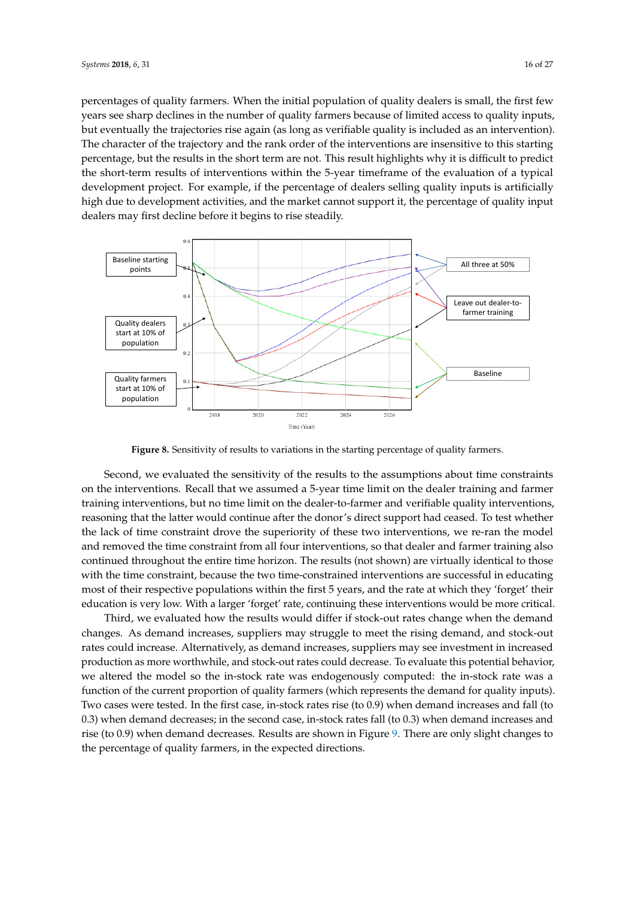percentages of quality farmers. When the initial population of quality dealers is small, the first few years see sharp declines in the number of quality farmers because of limited access to quality inputs, but eventually the trajectories rise again (as long as verifiable quality is included as an intervention). The character of the trajectory and the rank order of the interventions are insensitive to this starting percentage, but the results in the short term are not. This result highlights why it is difficult to predict the short-term results of interventions within the 5-year timeframe of the evaluation of a typical development project. For example, if the percentage of dealers selling quality inputs is artificially high due to development activities, and the market cannot support it, the percentage of quality input dealers may first decline before it begins to rise steadily.

Baseline starting points

Quality dealers start at 10% of population

Quality farmers start at 10% of population

All three at 50%

Leave out dealer-to-farmer training

Baseline

0.6
0.5
0.4
0.3
0.2
0.1
0

2018
2020
2022
2024
2026

Time (Year)

**Figure 8.** Sensitivity of results to variations in the starting percentage of quality farmers.

Second, we evaluated the sensitivity of the results to the assumptions about time constraints on the interventions. Recall that we assumed a 5-year time limit on the dealer training and farmer training interventions, but no time limit on the dealer-to-farmer and verifiable quality interventions, reasoning that the latter would continue after the donor's direct support had ceased. To test whether the lack of time constraint drove the superiority of these two interventions, we re-ran the model and removed the time constraint from all four interventions, so that dealer and farmer training also continued throughout the entire time horizon. The results (not shown) are virtually identical to those with the time constraint, because the two time-constrained interventions are successful in educating most of their respective populations within the first 5 years, and the rate at which they 'forget' their education is very low. With a larger 'forget' rate, continuing these interventions would be more critical.

Third, we evaluated how the results would differ if stock-out rates change when the demand changes. As demand increases, suppliers may struggle to meet the rising demand, and stock-out rates could increase. Alternatively, as demand increases, suppliers may see investment in increased production as more worthwhile, and stock-out rates could decrease. To evaluate this potential behavior, we altered the model so the in-stock rate was endogenously computed: the in-stock rate was a function of the current proportion of quality farmers (which represents the demand for quality inputs). Two cases were tested. In the first case, in-stock rates rise (to 0.9) when demand increases and fall (to 0.3) when demand decreases; in the second case, in-stock rates fall (to 0.3) when demand increases and rise (to 0.9) when demand decreases. Results are shown in Figure 9. There are only slight changes to the percentage of quality farmers, in the expected directions.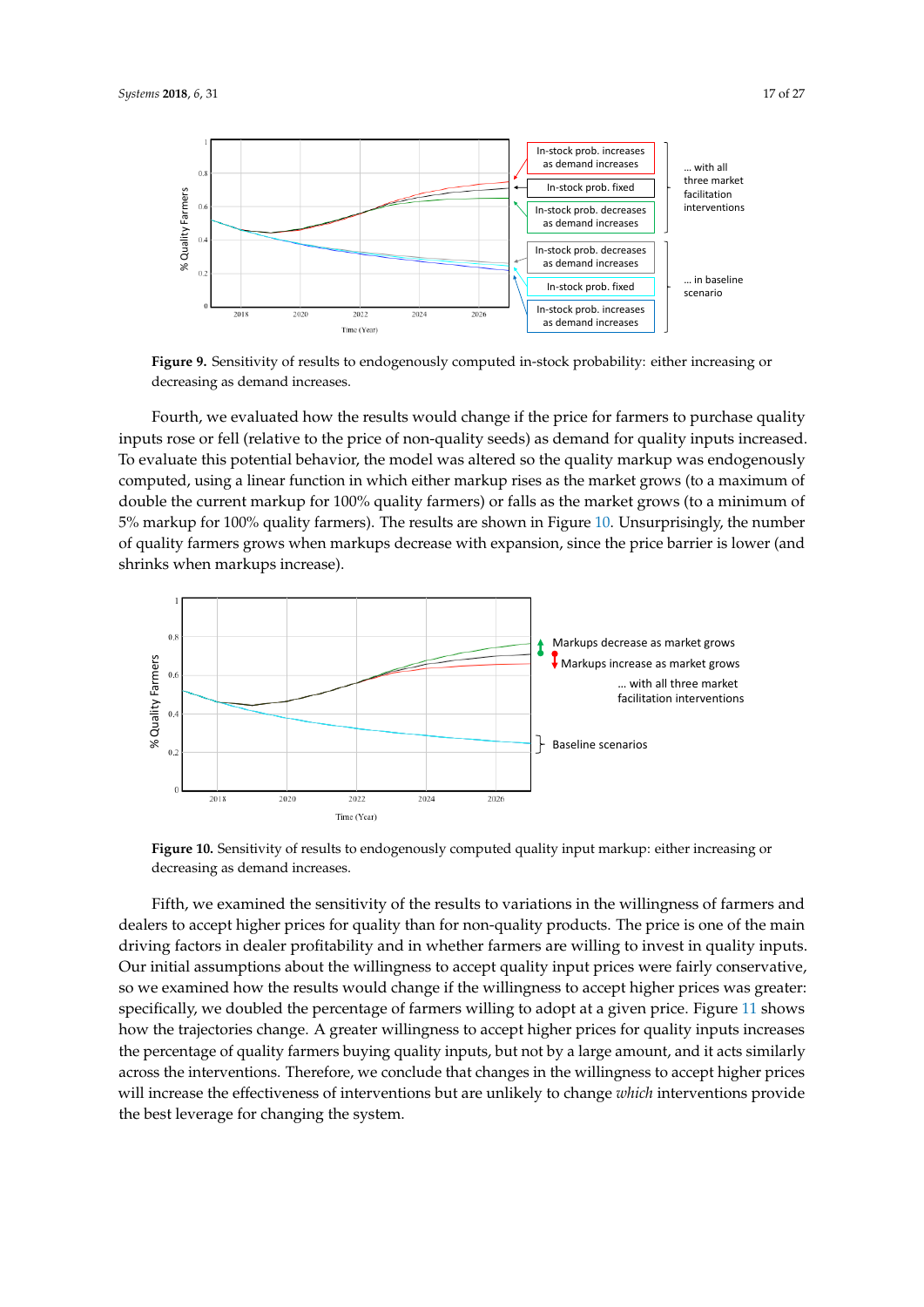**Figure 9.** Sensitivity of results to endogenously computed in-stock probability: either increasing or decreasing as demand increases.

Fourth, we evaluated how the results would change if the price for farmers to purchase quality inputs rose or fell (relative to the price of non-quality seeds) as demand for quality inputs increased. To evaluate this potential behavior, the model was altered so the quality markup was endogenously computed, using a linear function in which either markup rises as the market grows (to a maximum of double the current markup for 100% quality farmers) or falls as the market grows (to a minimum of 5% markup for 100% quality farmers). The results are shown in Figure 10. Unsurprisingly, the number of quality farmers grows when markups decrease with expansion, since the price barrier is lower (and shrinks when markups increase).

**Figure 10.** Sensitivity of results to endogenously computed quality input markup: either increasing or decreasing as demand increases.

Fifth, we examined the sensitivity of the results to variations in the willingness of farmers and dealers to accept higher prices for quality than for non-quality products. The price is one of the main driving factors in dealer profitability and in whether farmers are willing to invest in quality inputs. Our initial assumptions about the willingness to accept quality input prices were fairly conservative, so we examined how the results would change if the willingness to accept higher prices was greater: specifically, we doubled the percentage of farmers willing to adopt at a given price. Figure 11 shows how the trajectories change. A greater willingness to accept higher prices for quality inputs increases the percentage of quality farmers buying quality inputs, but not by a large amount, and it acts similarly across the interventions. Therefore, we conclude that changes in the willingness to accept higher prices will increase the effectiveness of interventions but are unlikely to change *which* interventions provide the best leverage for changing the system.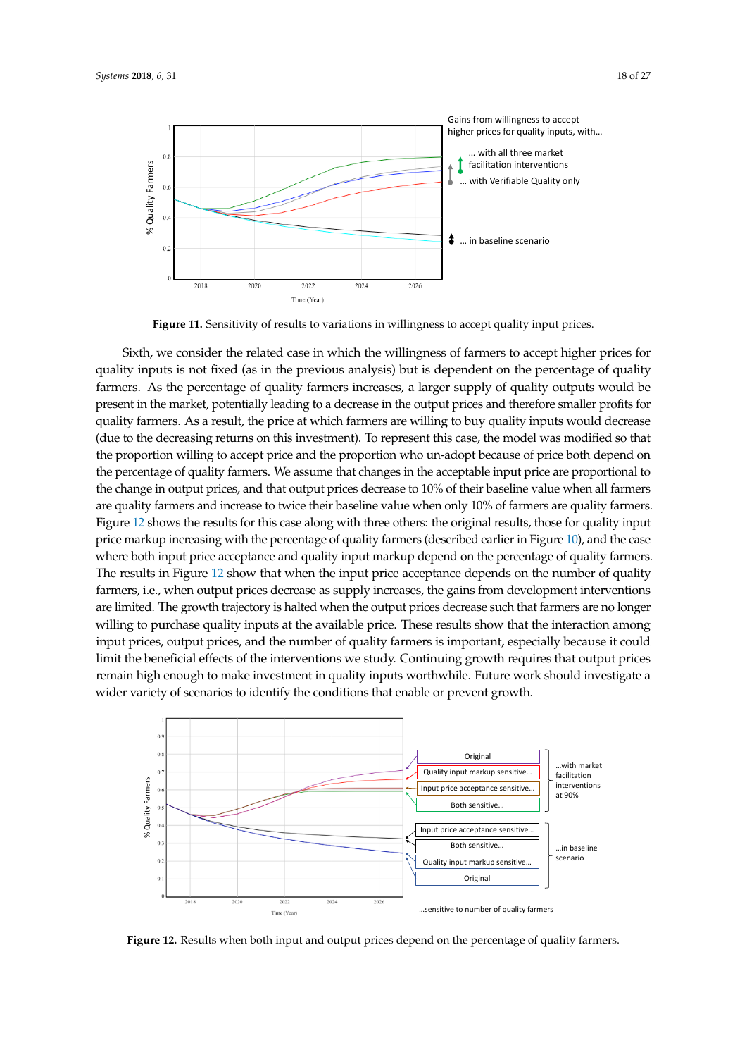Figure 11. Sensitivity of results to variations in willingness to accept quality input prices.

Sixth, we consider the related case in which the willingness of farmers to accept higher prices for quality inputs is not fixed (as in the previous analysis) but is dependent on the percentage of quality farmers. As the percentage of quality farmers increases, a larger supply of quality outputs would be present in the market, potentially leading to a decrease in the output prices and therefore smaller profits for quality farmers. As a result, the price at which farmers are willing to buy quality inputs would decrease (due to the decreasing returns on this investment). To represent this case, the model was modified so that the proportion willing to accept price and the proportion who un-adopt because of price both depend on the percentage of quality farmers. We assume that changes in the acceptable input price are proportional to the change in output prices, and that output prices decrease to 10% of their baseline value when all farmers are quality farmers and increase to twice their baseline value when only 10% of farmers are quality farmers. Figure 12 shows the results for this case along with three others: the original results, those for quality input price markup increasing with the percentage of quality farmers (described earlier in Figure 10), and the case where both input price acceptance and quality input markup depend on the percentage of quality farmers. The results in Figure 12 show that when the input price acceptance depends on the number of quality farmers, i.e., when output prices decrease as supply increases, the gains from development interventions are limited. The growth trajectory is halted when the output prices decrease such that farmers are no longer willing to purchase quality inputs at the available price. These results show that the interaction among input prices, output prices, and the number of quality farmers is important, especially because it could limit the beneficial effects of the interventions we study. Continuing growth requires that output prices remain high enough to make investment in quality inputs worthwhile. Future work should investigate a wider variety of scenarios to identify the conditions that enable or prevent growth.

Figure 12. Results when both input and output prices depend on the percentage of quality farmers.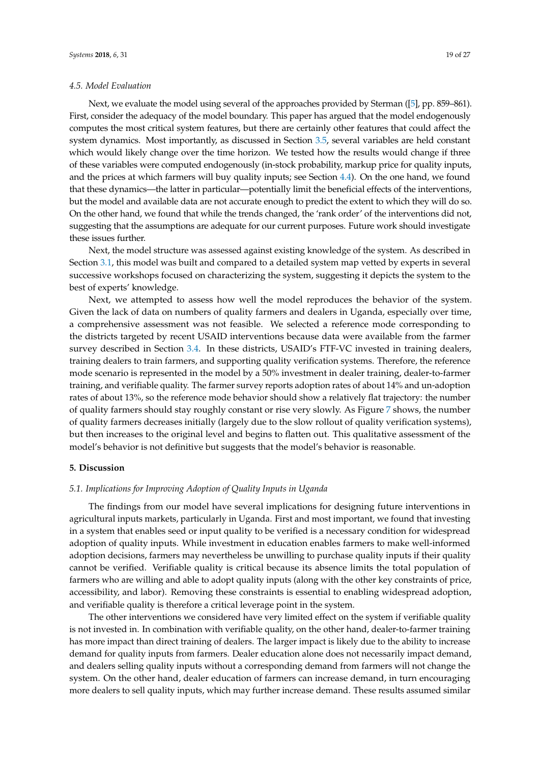### 4.5. Model Evaluation

Next, we evaluate the model using several of the approaches provided by Sterman ([5], pp. 859–861). First, consider the adequacy of the model boundary. This paper has argued that the model endogenously computes the most critical system features, but there are certainly other features that could affect the system dynamics. Most importantly, as discussed in Section 3.5, several variables are held constant which would likely change over the time horizon. We tested how the results would change if three of these variables were computed endogenously (in-stock probability, markup price for quality inputs, and the prices at which farmers will buy quality inputs; see Section 4.4). On the one hand, we found that these dynamics—the latter in particular—potentially limit the beneficial effects of the interventions, but the model and available data are not accurate enough to predict the extent to which they will do so. On the other hand, we found that while the trends changed, the 'rank order' of the interventions did not, suggesting that the assumptions are adequate for our current purposes. Future work should investigate these issues further.

Next, the model structure was assessed against existing knowledge of the system. As described in Section 3.1, this model was built and compared to a detailed system map vetted by experts in several successive workshops focused on characterizing the system, suggesting it depicts the system to the best of experts' knowledge.

Next, we attempted to assess how well the model reproduces the behavior of the system. Given the lack of data on numbers of quality farmers and dealers in Uganda, especially over time, a comprehensive assessment was not feasible. We selected a reference mode corresponding to the districts targeted by recent USAID interventions because data were available from the farmer survey described in Section 3.4. In these districts, USAID's FTF-VC invested in training dealers, training dealers to train farmers, and supporting quality verification systems. Therefore, the reference mode scenario is represented in the model by a 50% investment in dealer training, dealer-to-farmer training, and verifiable quality. The farmer survey reports adoption rates of about 14% and un-adoption rates of about 13%, so the reference mode behavior should show a relatively flat trajectory: the number of quality farmers should stay roughly constant or rise very slowly. As Figure 7 shows, the number of quality farmers decreases initially (largely due to the slow rollout of quality verification systems), but then increases to the original level and begins to flatten out. This qualitative assessment of the model's behavior is not definitive but suggests that the model's behavior is reasonable.

## 5. Discussion

### 5.1. Implications for Improving Adoption of Quality Inputs in Uganda

The findings from our model have several implications for designing future interventions in agricultural inputs markets, particularly in Uganda. First and most important, we found that investing in a system that enables seed or input quality to be verified is a necessary condition for widespread adoption of quality inputs. While investment in education enables farmers to make well-informed adoption decisions, farmers may nevertheless be unwilling to purchase quality inputs if their quality cannot be verified. Verifiable quality is critical because its absence limits the total population of farmers who are willing and able to adopt quality inputs (along with the other key constraints of price, accessibility, and labor). Removing these constraints is essential to enabling widespread adoption, and verifiable quality is therefore a critical leverage point in the system.

The other interventions we considered have very limited effect on the system if verifiable quality is not invested in. In combination with verifiable quality, on the other hand, dealer-to-farmer training has more impact than direct training of dealers. The larger impact is likely due to the ability to increase demand for quality inputs from farmers. Dealer education alone does not necessarily impact demand, and dealers selling quality inputs without a corresponding demand from farmers will not change the system. On the other hand, dealer education of farmers can increase demand, in turn encouraging more dealers to sell quality inputs, which may further increase demand. These results assumed similar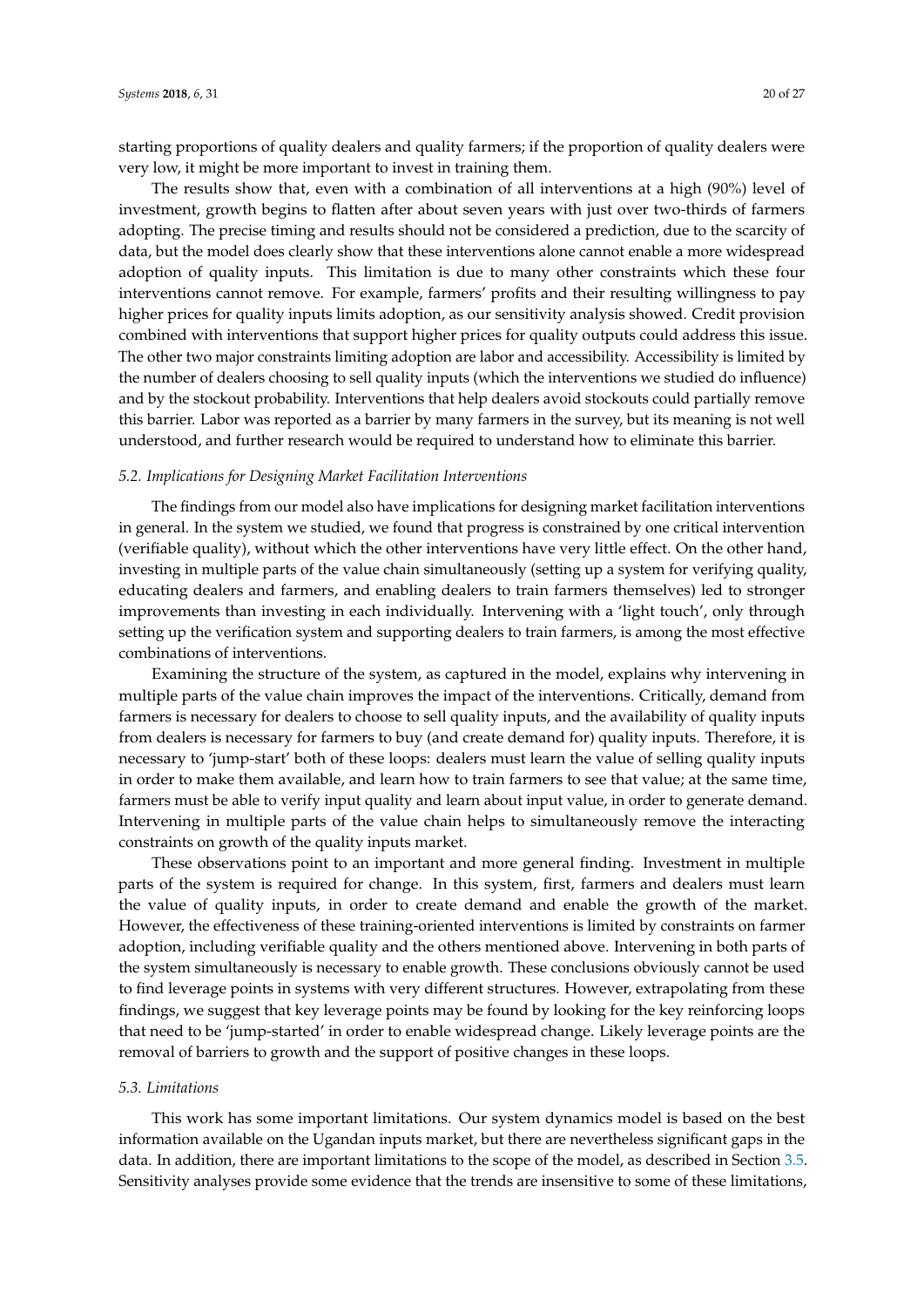starting proportions of quality dealers and quality farmers; if the proportion of quality dealers were very low, it might be more important to invest in training them.

The results show that, even with a combination of all interventions at a high (90%) level of investment, growth begins to flatten after about seven years with just over two-thirds of farmers adopting. The precise timing and results should not be considered a prediction, due to the scarcity of data, but the model does clearly show that these interventions alone cannot enable a more widespread adoption of quality inputs. This limitation is due to many other constraints which these four interventions cannot remove. For example, farmers' profits and their resulting willingness to pay higher prices for quality inputs limits adoption, as our sensitivity analysis showed. Credit provision combined with interventions that support higher prices for quality outputs could address this issue. The other two major constraints limiting adoption are labor and accessibility. Accessibility is limited by the number of dealers choosing to sell quality inputs (which the interventions we studied do influence) and by the stockout probability. Interventions that help dealers avoid stockouts could partially remove this barrier. Labor was reported as a barrier by many farmers in the survey, but its meaning is not well understood, and further research would be required to understand how to eliminate this barrier.

### *5.2. Implications for Designing Market Facilitation Interventions*

The findings from our model also have implications for designing market facilitation interventions in general. In the system we studied, we found that progress is constrained by one critical intervention (verifiable quality), without which the other interventions have very little effect. On the other hand, investing in multiple parts of the value chain simultaneously (setting up a system for verifying quality, educating dealers and farmers, and enabling dealers to train farmers themselves) led to stronger improvements than investing in each individually. Intervening with a 'light touch', only through setting up the verification system and supporting dealers to train farmers, is among the most effective combinations of interventions.

Examining the structure of the system, as captured in the model, explains why intervening in multiple parts of the value chain improves the impact of the interventions. Critically, demand from farmers is necessary for dealers to choose to sell quality inputs, and the availability of quality inputs from dealers is necessary for farmers to buy (and create demand for) quality inputs. Therefore, it is necessary to 'jump-start' both of these loops: dealers must learn the value of selling quality inputs in order to make them available, and learn how to train farmers to see that value; at the same time, farmers must be able to verify input quality and learn about input value, in order to generate demand. Intervening in multiple parts of the value chain helps to simultaneously remove the interacting constraints on growth of the quality inputs market.

These observations point to an important and more general finding. Investment in multiple parts of the system is required for change. In this system, first, farmers and dealers must learn the value of quality inputs, in order to create demand and enable the growth of the market. However, the effectiveness of these training-oriented interventions is limited by constraints on farmer adoption, including verifiable quality and the others mentioned above. Intervening in both parts of the system simultaneously is necessary to enable growth. These conclusions obviously cannot be used to find leverage points in systems with very different structures. However, extrapolating from these findings, we suggest that key leverage points may be found by looking for the key reinforcing loops that need to be 'jump-started' in order to enable widespread change. Likely leverage points are the removal of barriers to growth and the support of positive changes in these loops.

### *5.3. Limitations*

This work has some important limitations. Our system dynamics model is based on the best information available on the Ugandan inputs market, but there are nevertheless significant gaps in the data. In addition, there are important limitations to the scope of the model, as described in Section 3.5. Sensitivity analyses provide some evidence that the trends are insensitive to some of these limitations,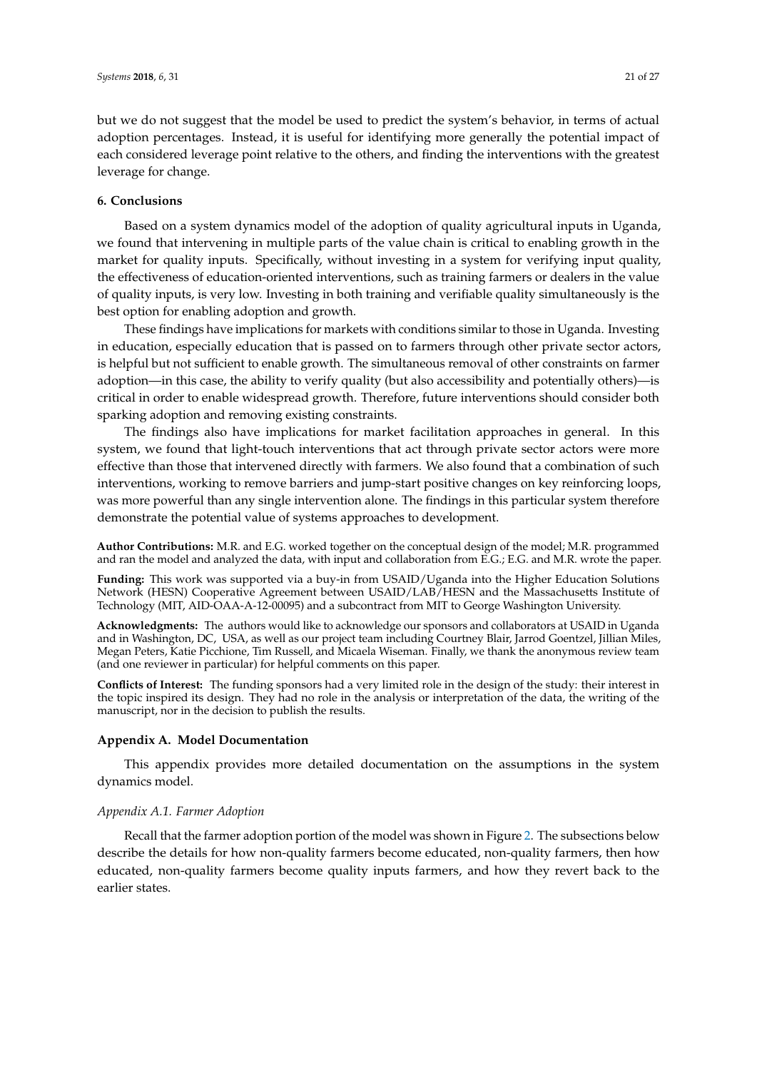but we do not suggest that the model be used to predict the system's behavior, in terms of actual adoption percentages. Instead, it is useful for identifying more generally the potential impact of each considered leverage point relative to the others, and finding the interventions with the greatest leverage for change.

## 6. Conclusions

Based on a system dynamics model of the adoption of quality agricultural inputs in Uganda, we found that intervening in multiple parts of the value chain is critical to enabling growth in the market for quality inputs. Specifically, without investing in a system for verifying input quality, the effectiveness of education-oriented interventions, such as training farmers or dealers in the value of quality inputs, is very low. Investing in both training and verifiable quality simultaneously is the best option for enabling adoption and growth.

These findings have implications for markets with conditions similar to those in Uganda. Investing in education, especially education that is passed on to farmers through other private sector actors, is helpful but not sufficient to enable growth. The simultaneous removal of other constraints on farmer adoption—in this case, the ability to verify quality (but also accessibility and potentially others)—is critical in order to enable widespread growth. Therefore, future interventions should consider both sparking adoption and removing existing constraints.

The findings also have implications for market facilitation approaches in general. In this system, we found that light-touch interventions that act through private sector actors were more effective than those that intervened directly with farmers. We also found that a combination of such interventions, working to remove barriers and jump-start positive changes on key reinforcing loops, was more powerful than any single intervention alone. The findings in this particular system therefore demonstrate the potential value of systems approaches to development.

**Author Contributions:** M.R. and E.G. worked together on the conceptual design of the model; M.R. programmed and ran the model and analyzed the data, with input and collaboration from E.G.; E.G. and M.R. wrote the paper.

**Funding:** This work was supported via a buy-in from USAID/Uganda into the Higher Education Solutions Network (HESN) Cooperative Agreement between USAID/LAB/HESN and the Massachusetts Institute of Technology (MIT, AID-OAA-A-12-00095) and a subcontract from MIT to George Washington University.

**Acknowledgments:** The authors would like to acknowledge our sponsors and collaborators at USAID in Uganda and in Washington, DC, USA, as well as our project team including Courtney Blair, Jarrod Goentzel, Jillian Miles, Megan Peters, Katie Picchione, Tim Russell, and Micaela Wiseman. Finally, we thank the anonymous review team (and one reviewer in particular) for helpful comments on this paper.

**Conflicts of Interest:** The funding sponsors had a very limited role in the design of the study: their interest in the topic inspired its design. They had no role in the analysis or interpretation of the data, the writing of the manuscript, nor in the decision to publish the results.

## Appendix A. Model Documentation

This appendix provides more detailed documentation on the assumptions in the system dynamics model.

### *Appendix A.1. Farmer Adoption*

Recall that the farmer adoption portion of the model was shown in Figure 2. The subsections below describe the details for how non-quality farmers become educated, non-quality farmers, then how educated, non-quality farmers become quality inputs farmers, and how they revert back to the earlier states.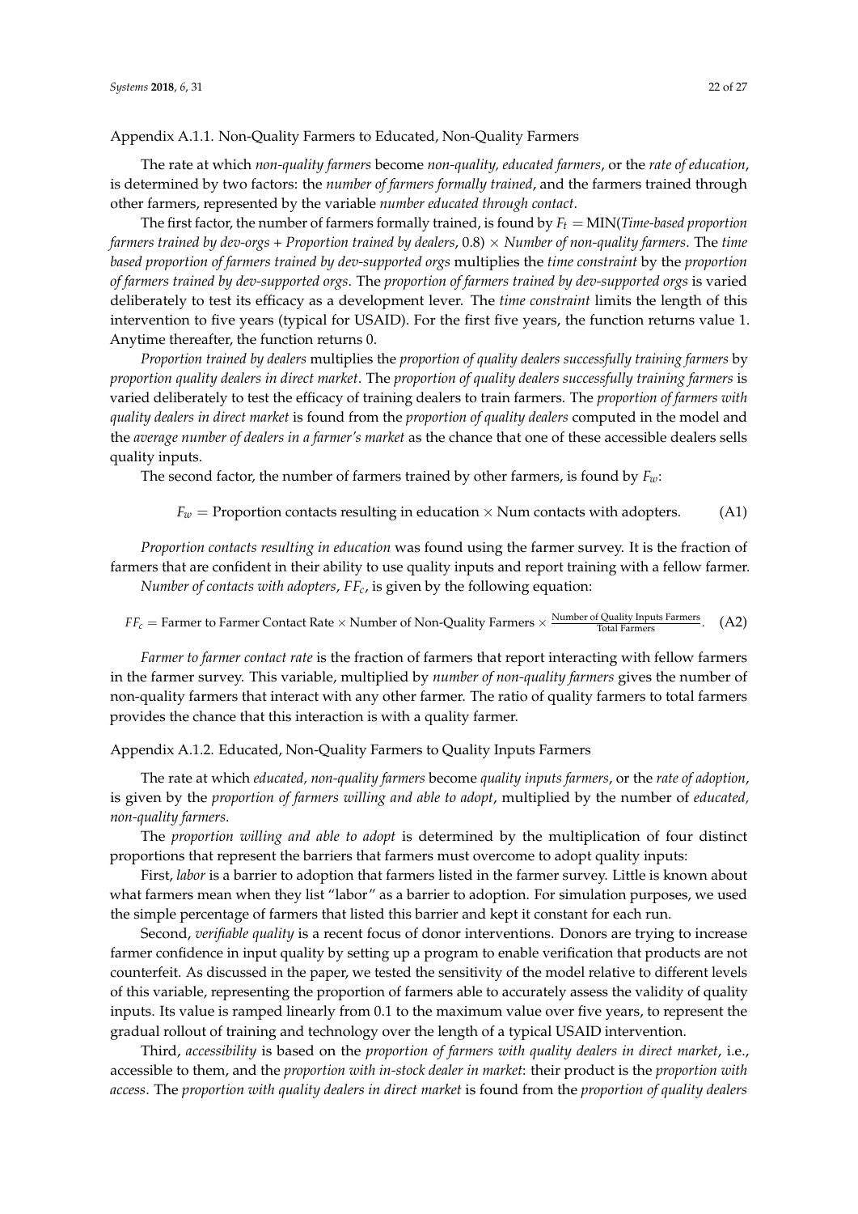#### Appendix A.1.1. Non-Quality Farmers to Educated, Non-Quality Farmers

The rate at which *non-quality farmers* become *non-quality, educated farmers*, or the *rate of education*, is determined by two factors: the *number of farmers formally trained*, and the farmers trained through other farmers, represented by the variable *number educated through contact*.

The first factor, the number of farmers formally trained, is found by $F_t$ = MIN(*Time-based proportion farmers trained by dev-orgs + Proportion trained by dealers*, 0.8) × *Number of non-quality farmers*. The *time based proportion of farmers trained by dev-supported orgs* multiplies the *time constraint* by the *proportion of farmers trained by dev-supported orgs*. The *proportion of farmers trained by dev-supported orgs* is varied deliberately to test its efficacy as a development lever. The *time constraint* limits the length of this intervention to five years (typical for USAID). For the first five years, the function returns value 1. Anytime thereafter, the function returns 0.

*Proportion trained by dealers* multiplies the *proportion of quality dealers successfully training farmers* by *proportion quality dealers in direct market*. The *proportion of quality dealers successfully training farmers* is varied deliberately to test the efficacy of training dealers to train farmers. The *proportion of farmers with quality dealers in direct market* is found from the *proportion of quality dealers* computed in the model and the *average number of dealers in a farmer's market* as the chance that one of these accessible dealers sells quality inputs.

The second factor, the number of farmers trained by other farmers, is found by $F_w$:

$$F_w = \text{Proportion contacts resulting in education} \times \text{Num contacts with adopters.} \tag{A1}$$

*Proportion contacts resulting in education* was found using the farmer survey. It is the fraction of farmers that are confident in their ability to use quality inputs and report training with a fellow farmer.

*Number of contacts with adopters*, $FF_c$, is given by the following equation:

$$FF_c = \text{Farmer to Farmer Contact Rate} \times \text{Number of Non-Quality Farmers} \times \frac{\text{Number of Quality Inputs Farmers}}{\text{Total Farmers}}. \tag{A2}$$

*Farmer to farmer contact rate* is the fraction of farmers that report interacting with fellow farmers in the farmer survey. This variable, multiplied by *number of non-quality farmers* gives the number of non-quality farmers that interact with any other farmer. The ratio of quality farmers to total farmers provides the chance that this interaction is with a quality farmer.

#### Appendix A.1.2. Educated, Non-Quality Farmers to Quality Inputs Farmers

The rate at which *educated, non-quality farmers* become *quality inputs farmers*, or the *rate of adoption*, is given by the *proportion of farmers willing and able to adopt*, multiplied by the number of *educated, non-quality farmers*.

The *proportion willing and able to adopt* is determined by the multiplication of four distinct proportions that represent the barriers that farmers must overcome to adopt quality inputs:

First, *labor* is a barrier to adoption that farmers listed in the farmer survey. Little is known about what farmers mean when they list "labor" as a barrier to adoption. For simulation purposes, we used the simple percentage of farmers that listed this barrier and kept it constant for each run.

Second, *verifiable quality* is a recent focus of donor interventions. Donors are trying to increase farmer confidence in input quality by setting up a program to enable verification that products are not counterfeit. As discussed in the paper, we tested the sensitivity of the model relative to different levels of this variable, representing the proportion of farmers able to accurately assess the validity of quality inputs. Its value is ramped linearly from 0.1 to the maximum value over five years, to represent the gradual rollout of training and technology over the length of a typical USAID intervention.

Third, *accessibility* is based on the *proportion of farmers with quality dealers in direct market*, i.e., accessible to them, and the *proportion with in-stock dealer in market*: their product is the *proportion with access*. The *proportion with quality dealers in direct market* is found from the *proportion of quality dealers*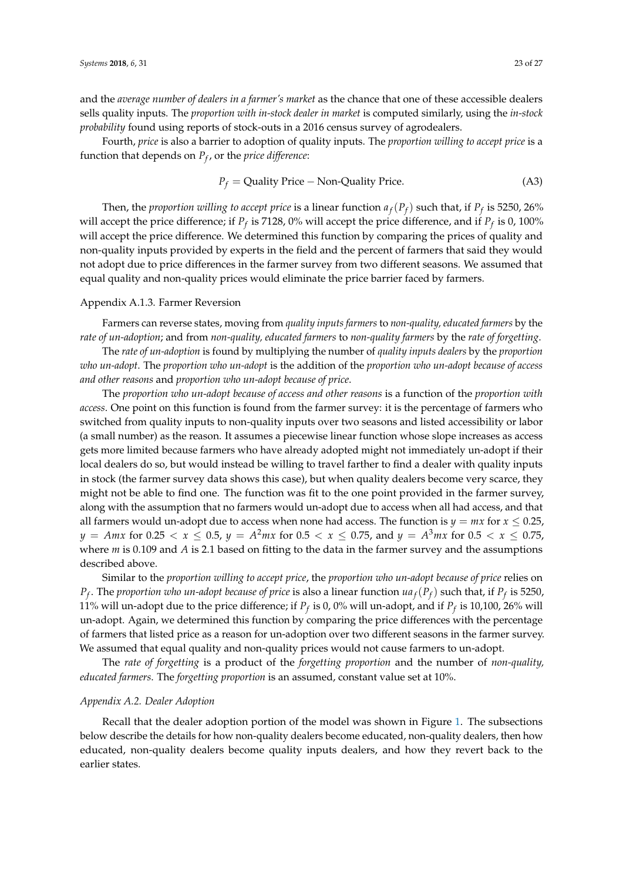and the *average number of dealers in a farmer's market* as the chance that one of these accessible dealers sells quality inputs. The *proportion with in-stock dealer in market* is computed similarly, using the *in-stock probability* found using reports of stock-outs in a 2016 census survey of agrodealers.

Fourth, *price* is also a barrier to adoption of quality inputs. The *proportion willing to accept price* is a function that depends on $P_f$, or the *price difference*:

$$P_f = \text{Quality Price} - \text{Non-Quality Price}. \tag{A3}$$

Then, the *proportion willing to accept price* is a linear function $a_f(P_f)$ such that, if $P_f$ is 5250, 26% will accept the price difference; if $P_f$ is 7128, 0% will accept the price difference, and if $P_f$ is 0, 100% will accept the price difference. We determined this function by comparing the prices of quality and non-quality inputs provided by experts in the field and the percent of farmers that said they would not adopt due to price differences in the farmer survey from two different seasons. We assumed that equal quality and non-quality prices would eliminate the price barrier faced by farmers.

Appendix A.1.3. Farmer Reversion

Farmers can reverse states, moving from *quality inputs farmers* to *non-quality, educated farmers* by the *rate of un-adoption*; and from *non-quality, educated farmers* to *non-quality farmers* by the *rate of forgetting*.

The *rate of un-adoption* is found by multiplying the number of *quality inputs dealers* by the *proportion who un-adopt*. The *proportion who un-adopt* is the addition of the *proportion who un-adopt because of access and other reasons* and *proportion who un-adopt because of price*.

The *proportion who un-adopt because of access and other reasons* is a function of the *proportion with access*. One point on this function is found from the farmer survey: it is the percentage of farmers who switched from quality inputs to non-quality inputs over two seasons and listed accessibility or labor (a small number) as the reason. It assumes a piecewise linear function whose slope increases as access gets more limited because farmers who have already adopted might not immediately un-adopt if their local dealers do so, but would instead be willing to travel farther to find a dealer with quality inputs in stock (the farmer survey data shows this case), but when quality dealers become very scarce, they might not be able to find one. The function was fit to the one point provided in the farmer survey, along with the assumption that no farmers would un-adopt due to access when all had access, and that all farmers would un-adopt due to access when none had access. The function is $y = mx$ for $x \leq 0.25$, $y = Amx$ for $0.25 < x \leq 0.5$, $y = A^2mx$ for $0.5 < x \leq 0.75$, and $y = A^3mx$ for $0.5 < x \leq 0.75$, where $m$ is 0.109 and $A$ is 2.1 based on fitting to the data in the farmer survey and the assumptions described above.

Similar to the *proportion willing to accept price*, the *proportion who un-adopt because of price* relies on $P_f$. The *proportion who un-adopt because of price* is also a linear function $ua_f(P_f)$ such that, if $P_f$ is 5250, 11% will un-adopt due to the price difference; if $P_f$ is 0, 0% will un-adopt, and if $P_f$ is 10,100, 26% will un-adopt. Again, we determined this function by comparing the price differences with the percentage of farmers that listed price as a reason for un-adoption over two different seasons in the farmer survey. We assumed that equal quality and non-quality prices would not cause farmers to un-adopt.

The *rate of forgetting* is a product of the *forgetting proportion* and the number of *non-quality, educated farmers*. The *forgetting proportion* is an assumed, constant value set at 10%.

*Appendix A.2. Dealer Adoption*

Recall that the dealer adoption portion of the model was shown in Figure 1. The subsections below describe the details for how non-quality dealers become educated, non-quality dealers, then how educated, non-quality dealers become quality inputs dealers, and how they revert back to the earlier states.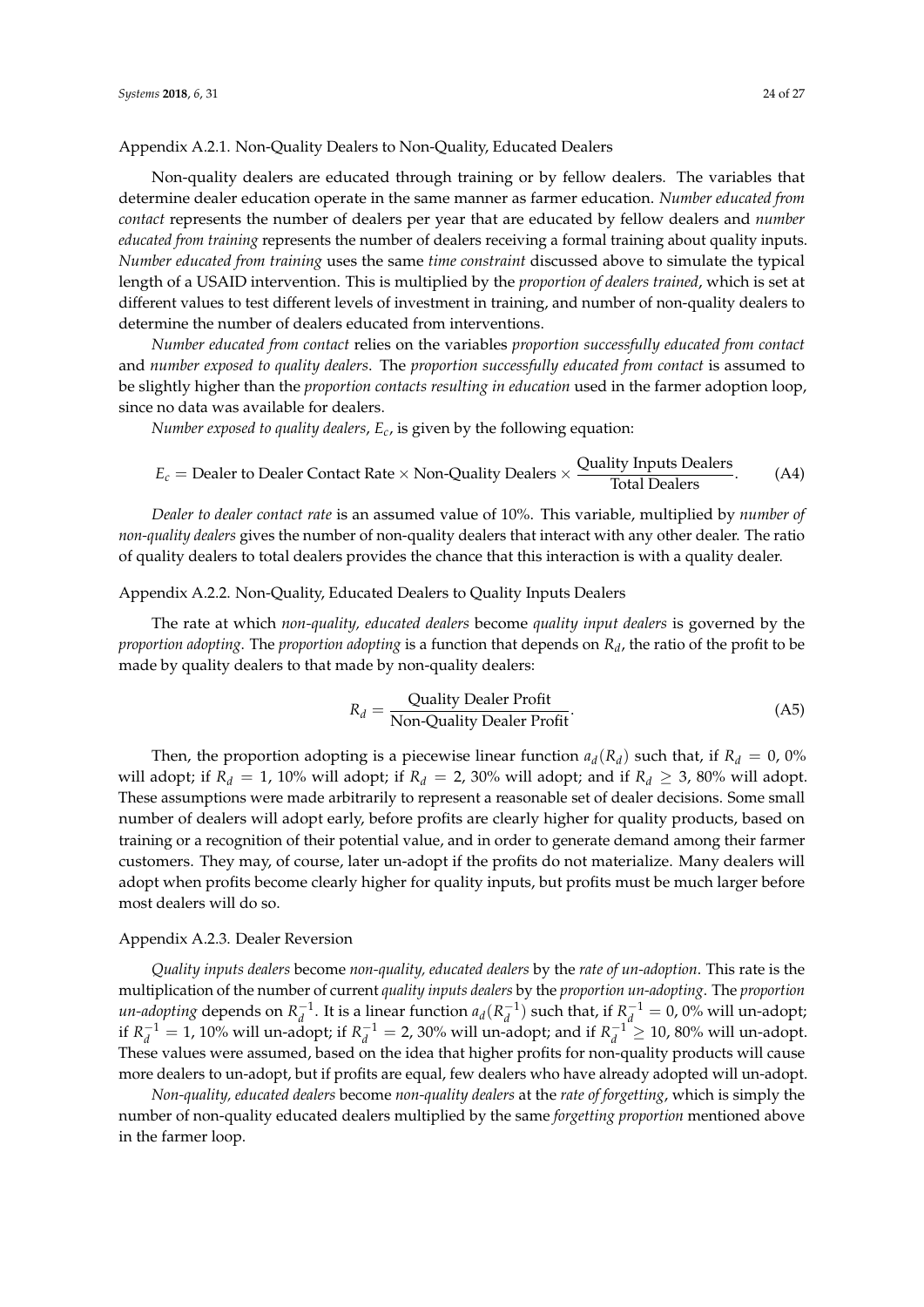#### Appendix A.2.1. Non-Quality Dealers to Non-Quality, Educated Dealers

Non-quality dealers are educated through training or by fellow dealers. The variables that determine dealer education operate in the same manner as farmer education. *Number educated from contact* represents the number of dealers per year that are educated by fellow dealers and *number educated from training* represents the number of dealers receiving a formal training about quality inputs. *Number educated from training* uses the same *time constraint* discussed above to simulate the typical length of a USAID intervention. This is multiplied by the *proportion of dealers trained*, which is set at different values to test different levels of investment in training, and number of non-quality dealers to determine the number of dealers educated from interventions.

*Number educated from contact* relies on the variables *proportion successfully educated from contact* and *number exposed to quality dealers*. The *proportion successfully educated from contact* is assumed to be slightly higher than the *proportion contacts resulting in education* used in the farmer adoption loop, since no data was available for dealers.

*Number exposed to quality dealers*, $E_c$, is given by the following equation:

$$E_c = \text{Dealer to Dealer Contact Rate} \times \text{Non-Quality Dealers} \times \frac{\text{Quality Inputs Dealers}}{\text{Total Dealers}}. \tag{A4}$$

*Dealer to dealer contact rate* is an assumed value of 10%. This variable, multiplied by *number of non-quality dealers* gives the number of non-quality dealers that interact with any other dealer. The ratio of quality dealers to total dealers provides the chance that this interaction is with a quality dealer.

#### Appendix A.2.2. Non-Quality, Educated Dealers to Quality Inputs Dealers

The rate at which *non-quality, educated dealers* become *quality input dealers* is governed by the *proportion adopting*. The *proportion adopting* is a function that depends on $R_d$, the ratio of the profit to be made by quality dealers to that made by non-quality dealers:

$$R_d = \frac{\text{Quality Dealer Profit}}{\text{Non-Quality Dealer Profit}}. \tag{A5}$$

Then, the proportion adopting is a piecewise linear function $a_d(R_d)$ such that, if $R_d = 0$, 0% will adopt; if $R_d = 1$, 10% will adopt; if $R_d = 2$, 30% will adopt; and if $R_d \geq 3$, 80% will adopt. These assumptions were made arbitrarily to represent a reasonable set of dealer decisions. Some small number of dealers will adopt early, before profits are clearly higher for quality products, based on training or a recognition of their potential value, and in order to generate demand among their farmer customers. They may, of course, later un-adopt if the profits do not materialize. Many dealers will adopt when profits become clearly higher for quality inputs, but profits must be much larger before most dealers will do so.

#### Appendix A.2.3. Dealer Reversion

*Quality inputs dealers* become *non-quality, educated dealers* by the *rate of un-adoption*. This rate is the multiplication of the number of current *quality inputs dealers* by the *proportion un-adopting*. The *proportion un-adopting* depends on $R_d^{-1}$. It is a linear function $a_d(R_d^{-1})$ such that, if $R_d^{-1} = 0$, 0% will un-adopt; if $R_d^{-1} = 1$, 10% will un-adopt; if $R_d^{-1} = 2$, 30% will un-adopt; and if $R_d^{-1} \geq 10$, 80% will un-adopt. These values were assumed, based on the idea that higher profits for non-quality products will cause more dealers to un-adopt, but if profits are equal, few dealers who have already adopted will un-adopt.

*Non-quality, educated dealers* become *non-quality dealers* at the *rate of forgetting*, which is simply the number of non-quality educated dealers multiplied by the same *forgetting proportion* mentioned above in the farmer loop.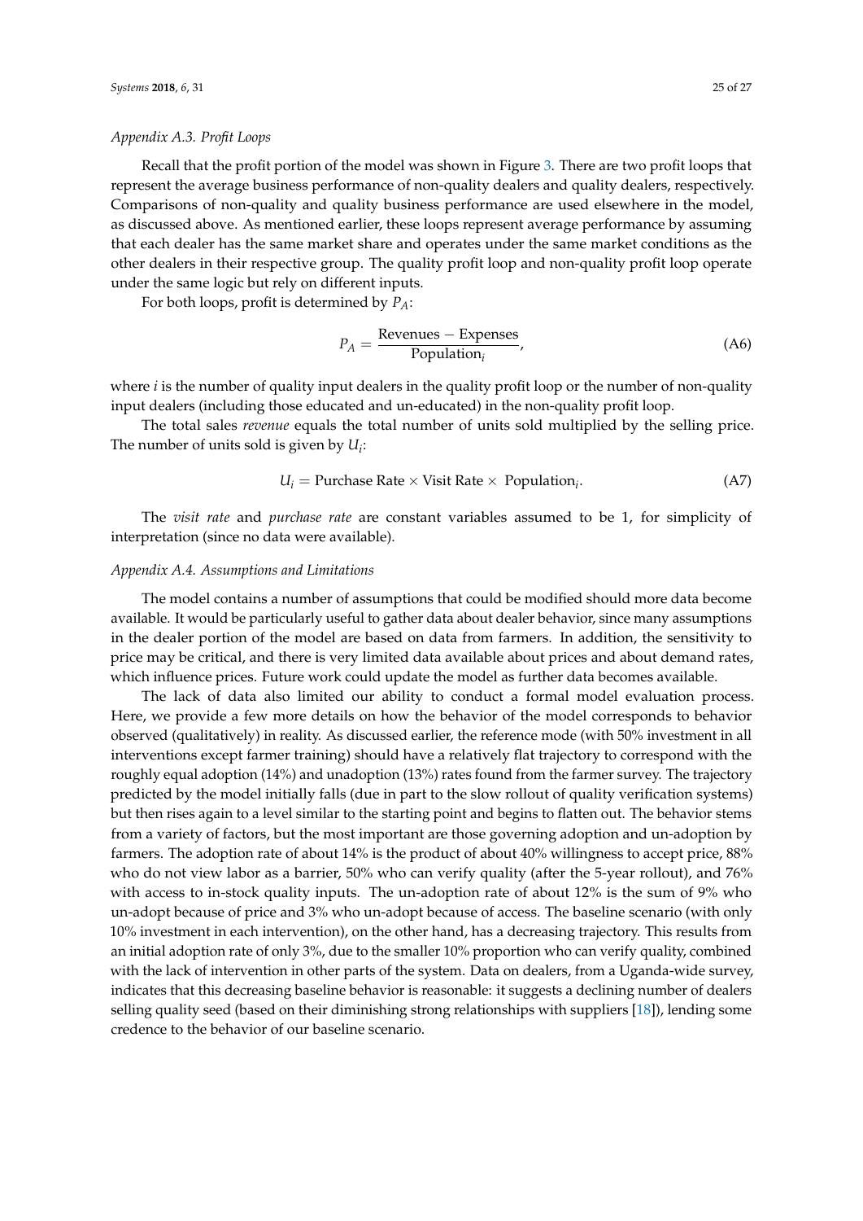### *Appendix A.3. Profit Loops*

Recall that the profit portion of the model was shown in Figure 3. There are two profit loops that represent the average business performance of non-quality dealers and quality dealers, respectively. Comparisons of non-quality and quality business performance are used elsewhere in the model, as discussed above. As mentioned earlier, these loops represent average performance by assuming that each dealer has the same market share and operates under the same market conditions as the other dealers in their respective group. The quality profit loop and non-quality profit loop operate under the same logic but rely on different inputs.

For both loops, profit is determined by $P_A$:

$$P_A = \frac{\text{Revenues} - \text{Expenses}}{\text{Population}_i}, \tag{A6}$$

where $i$ is the number of quality input dealers in the quality profit loop or the number of non-quality input dealers (including those educated and un-educated) in the non-quality profit loop.

The total sales *revenue* equals the total number of units sold multiplied by the selling price. The number of units sold is given by $U_i$:

$$U_i = \text{Purchase Rate} \times \text{Visit Rate} \times \text{Population}_i. \tag{A7}$$

The *visit rate* and *purchase rate* are constant variables assumed to be 1, for simplicity of interpretation (since no data were available).

### *Appendix A.4. Assumptions and Limitations*

The model contains a number of assumptions that could be modified should more data become available. It would be particularly useful to gather data about dealer behavior, since many assumptions in the dealer portion of the model are based on data from farmers. In addition, the sensitivity to price may be critical, and there is very limited data available about prices and about demand rates, which influence prices. Future work could update the model as further data becomes available.

The lack of data also limited our ability to conduct a formal model evaluation process. Here, we provide a few more details on how the behavior of the model corresponds to behavior observed (qualitatively) in reality. As discussed earlier, the reference mode (with 50% investment in all interventions except farmer training) should have a relatively flat trajectory to correspond with the roughly equal adoption (14%) and unadoption (13%) rates found from the farmer survey. The trajectory predicted by the model initially falls (due in part to the slow rollout of quality verification systems) but then rises again to a level similar to the starting point and begins to flatten out. The behavior stems from a variety of factors, but the most important are those governing adoption and un-adoption by farmers. The adoption rate of about 14% is the product of about 40% willingness to accept price, 88% who do not view labor as a barrier, 50% who can verify quality (after the 5-year rollout), and 76% with access to in-stock quality inputs. The un-adoption rate of about 12% is the sum of 9% who un-adopt because of price and 3% who un-adopt because of access. The baseline scenario (with only 10% investment in each intervention), on the other hand, has a decreasing trajectory. This results from an initial adoption rate of only 3%, due to the smaller 10% proportion who can verify quality, combined with the lack of intervention in other parts of the system. Data on dealers, from a Uganda-wide survey, indicates that this decreasing baseline behavior is reasonable: it suggests a declining number of dealers selling quality seed (based on their diminishing strong relationships with suppliers [18]), lending some credence to the behavior of our baseline scenario.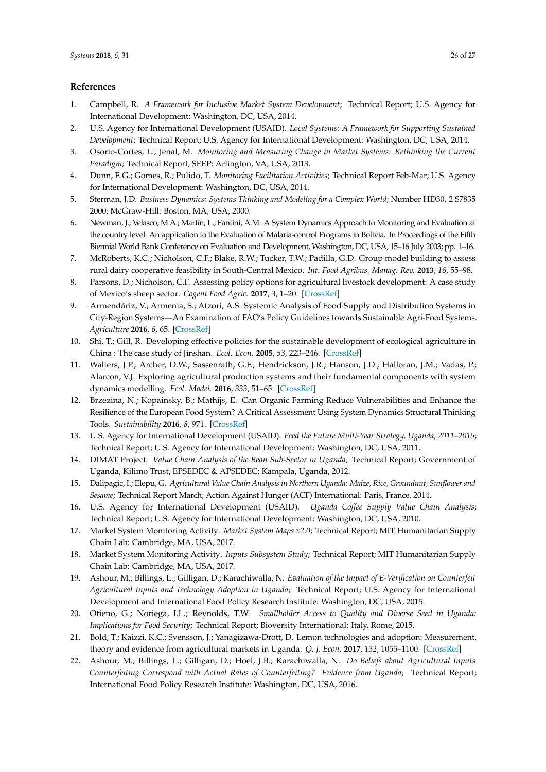## References

1. Campbell, R. *A Framework for Inclusive Market System Development*; Technical Report; U.S. Agency for International Development: Washington, DC, USA, 2014.
2. U.S. Agency for International Development (USAID). *Local Systems: A Framework for Supporting Sustained Development*; Technical Report; U.S. Agency for International Development: Washington, DC, USA, 2014.
3. Osorio-Cortes, L.; Jenal, M. *Monitoring and Measuring Change in Market Systems: Rethinking the Current Paradigm*; Technical Report; SEEP: Arlington, VA, USA, 2013.
4. Dunn, E.G.; Gomes, R.; Pulido, T. *Monitoring Facilitation Activities*; Technical Report Feb-Mar; U.S. Agency for International Development: Washington, DC, USA, 2014.
5. Sterman, J.D. *Business Dynamics: Systems Thinking and Modeling for a Complex World*; Number HD30. 2 S7835 2000; McGraw-Hill: Boston, MA, USA, 2000.
6. Newman, J.; Velasco, M.A.; Martín, L.; Fantini, A.M. A System Dynamics Approach to Monitoring and Evaluation at the country level: An application to the Evaluation of Malaria-control Programs in Bolivia. In Proceedings of the Fifth Biennial World Bank Conference on Evaluation and Development, Washington, DC, USA, 15–16 July 2003; pp. 1–16.
7. McRoberts, K.C.; Nicholson, C.F.; Blake, R.W.; Tucker, T.W.; Padilla, G.D. Group model building to assess rural dairy cooperative feasibility in South-Central Mexico. *Int. Food Agribus. Manag. Rev.* **2013**, *16*, 55–98.
8. Parsons, D.; Nicholson, C.F. Assessing policy options for agricultural livestock development: A case study of Mexico's sheep sector. *Cogent Food Agric.* **2017**, *3*, 1–20. [CrossRef]
9. Armendáriz, V.; Armenia, S.; Atzori, A.S. Systemic Analysis of Food Supply and Distribution Systems in City-Region Systems—An Examination of FAO's Policy Guidelines towards Sustainable Agri-Food Systems. *Agriculture* **2016**, *6*, 65. [CrossRef]
10. Shi, T.; Gill, R. Developing effective policies for the sustainable development of ecological agriculture in China : The case study of Jinshan. *Ecol. Econ.* **2005**, *53*, 223–246. [CrossRef]
11. Walters, J.P.; Archer, D.W.; Sassenrath, G.F.; Hendrickson, J.R.; Hanson, J.D.; Halloran, J.M.; Vadas, P.; Alarcon, V.J. Exploring agricultural production systems and their fundamental components with system dynamics modelling. *Ecol. Model.* **2016**, *333*, 51–65. [CrossRef]
12. Brzezina, N.; Kopainsky, B.; Mathijs, E. Can Organic Farming Reduce Vulnerabilities and Enhance the Resilience of the European Food System? A Critical Assessment Using System Dynamics Structural Thinking Tools. *Sustainability* **2016**, *8*, 971. [CrossRef]
13. U.S. Agency for International Development (USAID). *Feed the Future Multi-Year Strategy, Uganda, 2011–2015*; Technical Report; U.S. Agency for International Development: Washington, DC, USA, 2011.
14. DIMAT Project. *Value Chain Analysis of the Bean Sub-Sector in Uganda*; Technical Report; Government of Uganda, Kilimo Trust, EPSEDEC & APSEDEC: Kampala, Uganda, 2012.
15. Dalipagic, I.; Elepu, G. *Agricultural Value Chain Analysis in Northern Uganda: Maize, Rice, Groundnut, Sunflower and Sesame*; Technical Report March; Action Against Hunger (ACF) International: Paris, France, 2014.
16. U.S. Agency for International Development (USAID). *Uganda Coffee Supply Value Chain Analysis*; Technical Report; U.S. Agency for International Development: Washington, DC, USA, 2010.
17. Market System Monitoring Activity. *Market System Maps v2.0*; Technical Report; MIT Humanitarian Supply Chain Lab: Cambridge, MA, USA, 2017.
18. Market System Monitoring Activity. *Inputs Subsystem Study*; Technical Report; MIT Humanitarian Supply Chain Lab: Cambridge, MA, USA, 2017.
19. Ashour, M.; Billings, L.; Gilligan, D.; Karachiwalla, N. *Evaluation of the Impact of E-Verification on Counterfeit Agricultural Inputs and Technology Adoption in Uganda*; Technical Report; U.S. Agency for International Development and International Food Policy Research Institute: Washington, DC, USA, 2015.
20. Otieno, G.; Noriega, I.L.; Reynolds, T.W. *Smallholder Access to Quality and Diverse Seed in Uganda: Implications for Food Security*; Technical Report; Bioversity International: Italy, Rome, 2015.
21. Bold, T.; Kaizzi, K.C.; Svensson, J.; Yanagizawa-Drott, D. Lemon technologies and adoption: Measurement, theory and evidence from agricultural markets in Uganda. *Q. J. Econ.* **2017**, *132*, 1055–1100. [CrossRef]
22. Ashour, M.; Billings, L.; Gilligan, D.; Hoel, J.B.; Karachiwalla, N. *Do Beliefs about Agricultural Inputs Counterfeiting Correspond with Actual Rates of Counterfeiting? Evidence from Uganda*; Technical Report; International Food Policy Research Institute: Washington, DC, USA, 2016.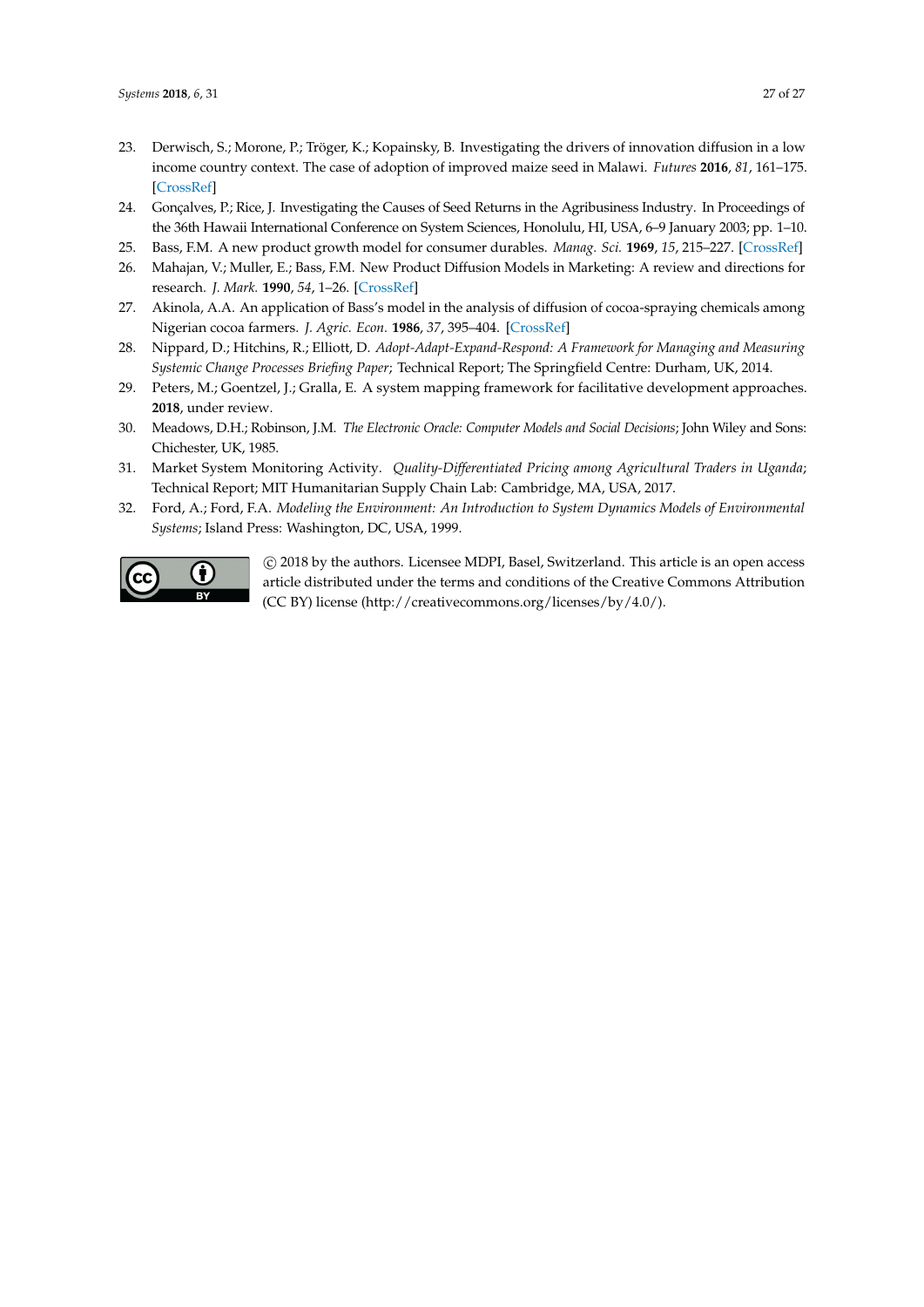23. Derwisch, S.; Morone, P.; Tröger, K.; Kopainsky, B. Investigating the drivers of innovation diffusion in a low income country context. The case of adoption of improved maize seed in Malawi. *Futures* **2016**, *81*, 161–175. [CrossRef]
24. Gonçalves, P.; Rice, J. Investigating the Causes of Seed Returns in the Agribusiness Industry. In Proceedings of the 36th Hawaii International Conference on System Sciences, Honolulu, HI, USA, 6–9 January 2003; pp. 1–10.
25. Bass, F.M. A new product growth model for consumer durables. *Manag. Sci.* **1969**, *15*, 215–227. [CrossRef]
26. Mahajan, V.; Muller, E.; Bass, F.M. New Product Diffusion Models in Marketing: A review and directions for research. *J. Mark.* **1990**, *54*, 1–26. [CrossRef]
27. Akinola, A.A. An application of Bass's model in the analysis of diffusion of cocoa-spraying chemicals among Nigerian cocoa farmers. *J. Agric. Econ.* **1986**, *37*, 395–404. [CrossRef]
28. Nippard, D.; Hitchins, R.; Elliott, D. *Adopt-Adapt-Expand-Respond: A Framework for Managing and Measuring Systemic Change Processes Briefing Paper*; Technical Report; The Springfield Centre: Durham, UK, 2014.
29. Peters, M.; Goentzel, J.; Gralla, E. A system mapping framework for facilitative development approaches. **2018**, under review.
30. Meadows, D.H.; Robinson, J.M. *The Electronic Oracle: Computer Models and Social Decisions*; John Wiley and Sons: Chichester, UK, 1985.
31. Market System Monitoring Activity. *Quality-Differentiated Pricing among Agricultural Traders in Uganda*; Technical Report; MIT Humanitarian Supply Chain Lab: Cambridge, MA, USA, 2017.
32. Ford, A.; Ford, F.A. *Modeling the Environment: An Introduction to System Dynamics Models of Environmental Systems*; Island Press: Washington, DC, USA, 1999.

© 2018 by the authors. Licensee MDPI, Basel, Switzerland. This article is an open access article distributed under the terms and conditions of the Creative Commons Attribution (CC BY) license (http://creativecommons.org/licenses/by/4.0/).